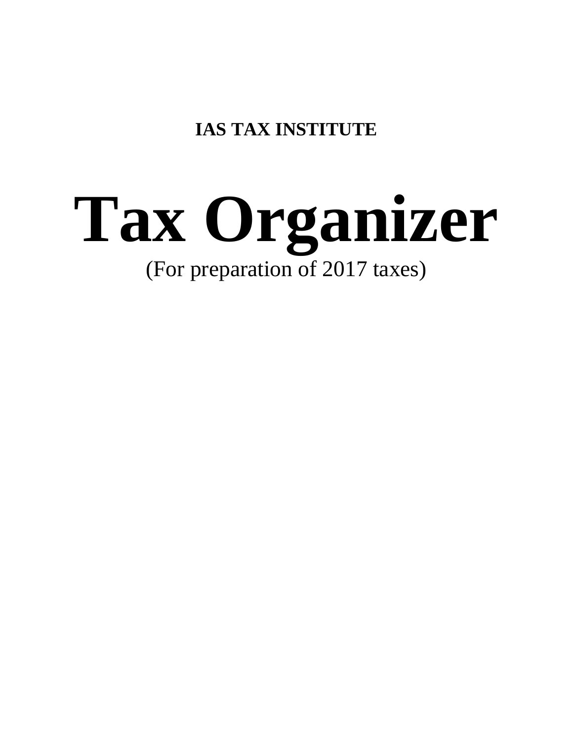**IAS TAX INSTITUTE**

# Tax Organizer

(For preparation of 2017 taxes)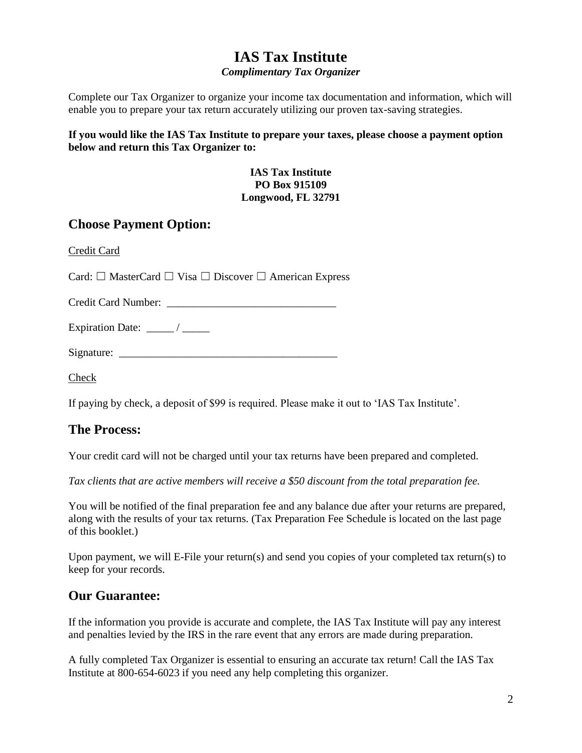# IAS Tax Institute

***Complimentary Tax Organizer***

Complete our Tax Organizer to organize your income tax documentation and information, which will enable you to prepare your tax return accurately utilizing our proven tax-saving strategies.

**If you would like the IAS Tax Institute to prepare your taxes, please choose a payment option below and return this Tax Organizer to:**

**IAS Tax Institute**
**PO Box 915109**
**Longwood, FL 32791**

## Choose Payment Option:

Credit Card

Card: ☐ MasterCard ☐ Visa ☐ Discover ☐ American Express

Credit Card Number: _______________________________

Expiration Date: _____ / _____

Signature: ________________________________________

Check

If paying by check, a deposit of $99 is required. Please make it out to 'IAS Tax Institute'.

## The Process:

Your credit card will not be charged until your tax returns have been prepared and completed.

*Tax clients that are active members will receive a $50 discount from the total preparation fee.*

You will be notified of the final preparation fee and any balance due after your returns are prepared, along with the results of your tax returns. (Tax Preparation Fee Schedule is located on the last page of this booklet.)

Upon payment, we will E-File your return(s) and send you copies of your completed tax return(s) to keep for your records.

## Our Guarantee:

If the information you provide is accurate and complete, the IAS Tax Institute will pay any interest and penalties levied by the IRS in the rare event that any errors are made during preparation.

A fully completed Tax Organizer is essential to ensuring an accurate tax return! Call the IAS Tax Institute at 800-654-6023 if you need any help completing this organizer.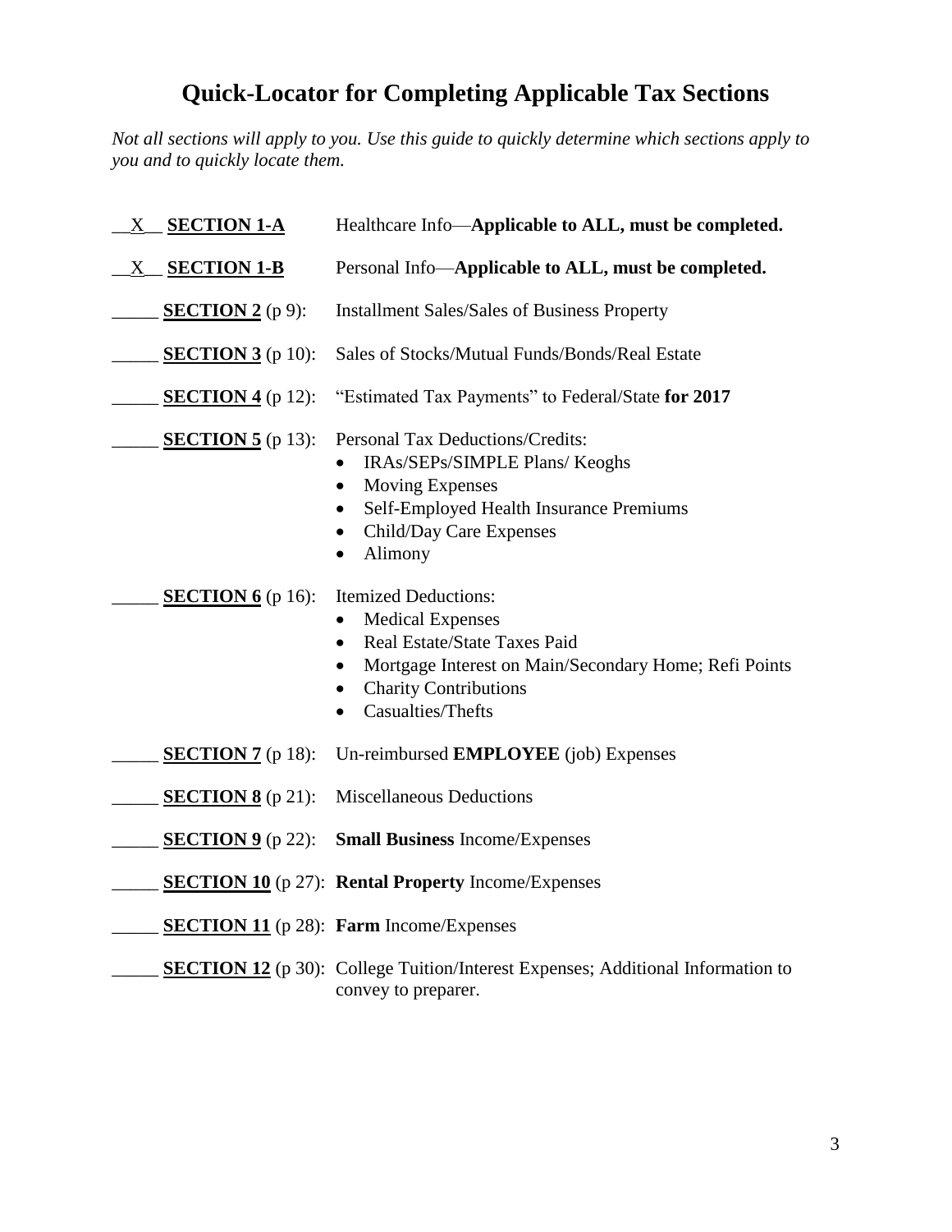# Quick-Locator for Completing Applicable Tax Sections

*Not all sections will apply to you. Use this guide to quickly determine which sections apply to you and to quickly locate them.*

__X__ **SECTION 1-A** Healthcare Info—**Applicable to ALL, must be completed.**

__X__ **SECTION 1-B** Personal Info—**Applicable to ALL, must be completed.**

_____ **SECTION 2** (p 9): Installment Sales/Sales of Business Property

_____ **SECTION 3** (p 10): Sales of Stocks/Mutual Funds/Bonds/Real Estate

_____ **SECTION 4** (p 12): "Estimated Tax Payments" to Federal/State **for 2017**

_____ **SECTION 5** (p 13): Personal Tax Deductions/Credits:

- IRAs/SEPs/SIMPLE Plans/ Keoghs
- Moving Expenses
- Self-Employed Health Insurance Premiums
- Child/Day Care Expenses
- Alimony

_____ **SECTION 6** (p 16): Itemized Deductions:

- Medical Expenses
- Real Estate/State Taxes Paid
- Mortgage Interest on Main/Secondary Home; Refi Points
- Charity Contributions
- Casualties/Thefts

_____ **SECTION 7** (p 18): Un-reimbursed **EMPLOYEE** (job) Expenses

_____ **SECTION 8** (p 21): Miscellaneous Deductions

_____ **SECTION 9** (p 22): **Small Business** Income/Expenses

_____ **SECTION 10** (p 27): **Rental Property** Income/Expenses

_____ **SECTION 11** (p 28): **Farm** Income/Expenses

_____ **SECTION 12** (p 30): College Tuition/Interest Expenses; Additional Information to convey to preparer.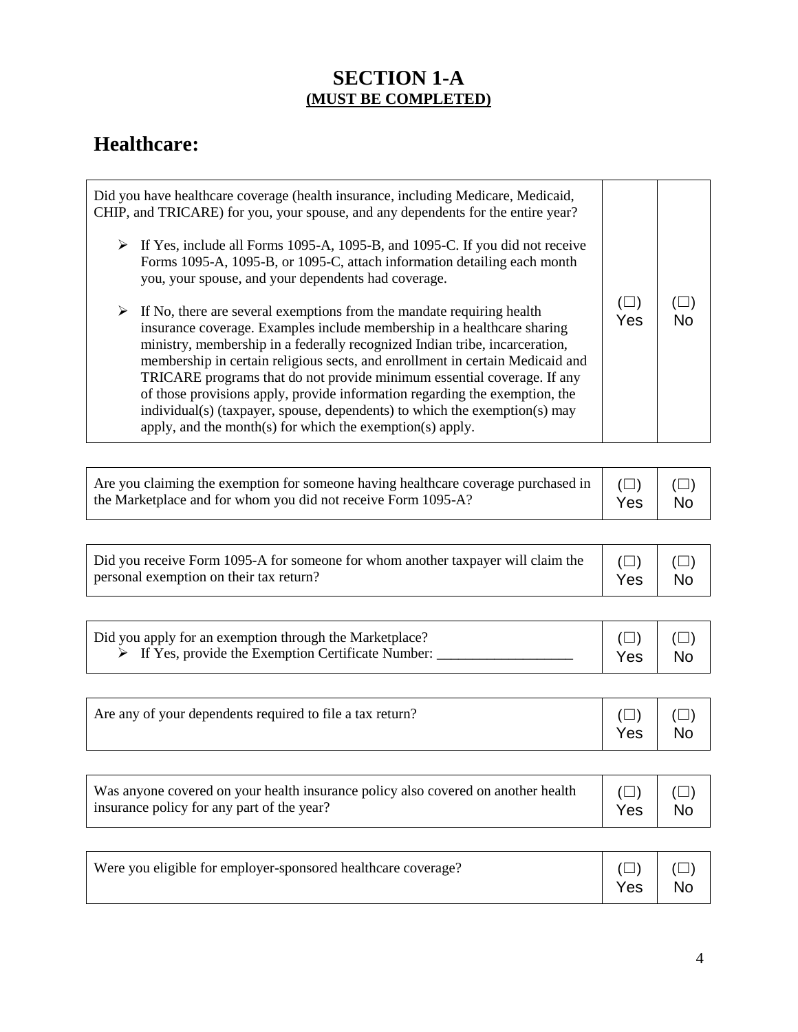# SECTION 1-A
**(MUST BE COMPLETED)**

## Healthcare:

| Question | Yes | No |
|---|---|---|
| Did you have healthcare coverage (health insurance, including Medicare, Medicaid, CHIP, and TRICARE) for you, your spouse, and any dependents for the entire year?<br>➢ If Yes, include all Forms 1095-A, 1095-B, and 1095-C. If you did not receive Forms 1095-A, 1095-B, or 1095-C, attach information detailing each month you, your spouse, and your dependents had coverage.<br>➢ If No, there are several exemptions from the mandate requiring health insurance coverage. Examples include membership in a healthcare sharing ministry, membership in a federally recognized Indian tribe, incarceration, membership in certain religious sects, and enrollment in certain Medicaid and TRICARE programs that do not provide minimum essential coverage. If any of those provisions apply, provide information regarding the exemption, the individual(s) (taxpayer, spouse, dependents) to which the exemption(s) may apply, and the month(s) for which the exemption(s) apply. | (☐) Yes | (☐) No |

| Question | Yes | No |
|---|---|---|
| Are you claiming the exemption for someone having healthcare coverage purchased in the Marketplace and for whom you did not receive Form 1095-A? | (☐) Yes | (☐) No |

| Question | Yes | No |
|---|---|---|
| Did you receive Form 1095-A for someone for whom another taxpayer will claim the personal exemption on their tax return? | (☐) Yes | (☐) No |

| Question | Yes | No |
|---|---|---|
| Did you apply for an exemption through the Marketplace?<br>➢ If Yes, provide the Exemption Certificate Number: ___________________ | (☐) Yes | (☐) No |

| Question | Yes | No |
|---|---|---|
| Are any of your dependents required to file a tax return? | (☐) Yes | (☐) No |

| Question | Yes | No |
|---|---|---|
| Was anyone covered on your health insurance policy also covered on another health insurance policy for any part of the year? | (☐) Yes | (☐) No |

| Question | Yes | No |
|---|---|---|
| Were you eligible for employer-sponsored healthcare coverage? | (☐) Yes | (☐) No |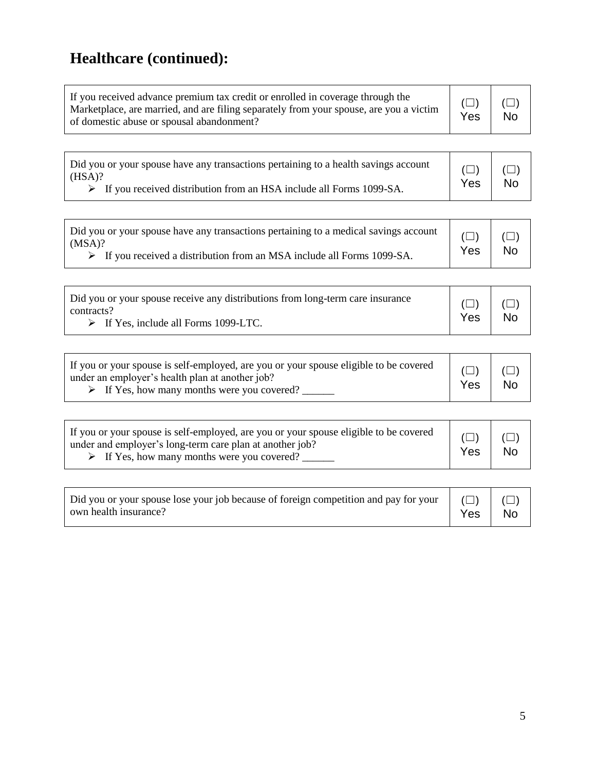## Healthcare (continued):

| | | |
|---|---|---|
| If you received advance premium tax credit or enrolled in coverage through the Marketplace, are married, and are filing separately from your spouse, are you a victim of domestic abuse or spousal abandonment? | (☐) Yes | (☐) No |

| | | |
|---|---|---|
| Did you or your spouse have any transactions pertaining to a health savings account (HSA)?<br>➢ If you received distribution from an HSA include all Forms 1099-SA. | (☐) Yes | (☐) No |

| | | |
|---|---|---|
| Did you or your spouse have any transactions pertaining to a medical savings account (MSA)?<br>➢ If you received a distribution from an MSA include all Forms 1099-SA. | (☐) Yes | (☐) No |

| | | |
|---|---|---|
| Did you or your spouse receive any distributions from long-term care insurance contracts?<br>➢ If Yes, include all Forms 1099-LTC. | (☐) Yes | (☐) No |

| | | |
|---|---|---|
| If you or your spouse is self-employed, are you or your spouse eligible to be covered under an employer's health plan at another job?<br>➢ If Yes, how many months were you covered? ______ | (☐) Yes | (☐) No |

| | | |
|---|---|---|
| If you or your spouse is self-employed, are you or your spouse eligible to be covered under and employer's long-term care plan at another job?<br>➢ If Yes, how many months were you covered? ______ | (☐) Yes | (☐) No |

| | | |
|---|---|---|
| Did you or your spouse lose your job because of foreign competition and pay for your own health insurance? | (☐) Yes | (☐) No |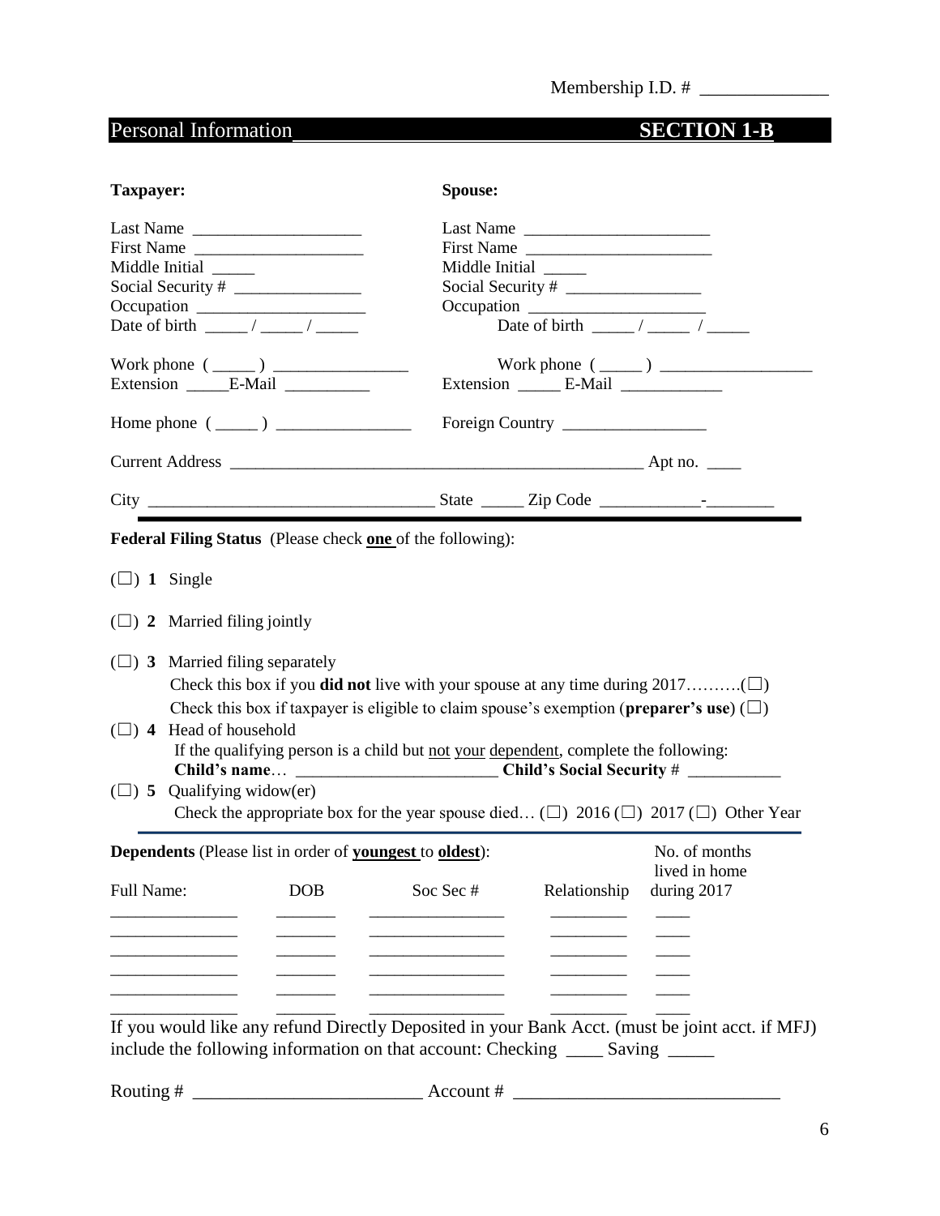Membership I.D. # ______________

## Personal Information **SECTION 1-B**

| **Taxpayer:** | **Spouse:** |
|---|---|
| Last Name ____________________ | Last Name ______________________ |
| First Name ____________________ | First Name ______________________ |
| Middle Initial _____ | Middle Initial _____ |
| Social Security # _______________ | Social Security # ________________ |
| Occupation ____________________ | Occupation _____________________ |
| Date of birth _____ / _____ / _____ | Date of birth _____ / _____ / _____ |
| Work phone ( _____ ) ________________ | Work phone ( _____ ) __________________ |
| Extension _____E-Mail __________ | Extension _____ E-Mail ____________ |
| Home phone ( _____ ) ________________ | Foreign Country _________________ |

Current Address ___________________________________________________ Apt no. ____

City _________________________________ State _____ Zip Code ___________-________

**Federal Filing Status** (Please check **one** of the following):

(☐) **1** Single

(☐) **2** Married filing jointly

(☐) **3** Married filing separately
Check this box if you **did not** live with your spouse at any time during 2017……….(☐)
Check this box if taxpayer is eligible to claim spouse's exemption (**preparer's use**) (☐)

(☐) **4** Head of household
If the qualifying person is a child but not your dependent, complete the following:
**Child's name**… ________________________ **Child's Social Security** # ___________

(☐) **5** Qualifying widow(er)
Check the appropriate box for the year spouse died… (☐) 2016 (☐) 2017 (☐) Other Year

**Dependents** (Please list in order of **youngest** to **oldest**):

| Full Name: | DOB | Soc Sec # | Relationship | No. of months lived in home during 2017 |
|---|---|---|---|---|
| _______________ | _______ | ________________ | _________ | ____ |
| _______________ | _______ | ________________ | _________ | ____ |
| _______________ | _______ | ________________ | _________ | ____ |
| _______________ | _______ | ________________ | _________ | ____ |
| _______________ | _______ | ________________ | _________ | ____ |
| _______________ | _______ | ________________ | _________ | ____ |

If you would like any refund Directly Deposited in your Bank Acct. (must be joint acct. if MFJ) include the following information on that account: Checking ____ Saving _____

Routing # ________________________ Account # ____________________________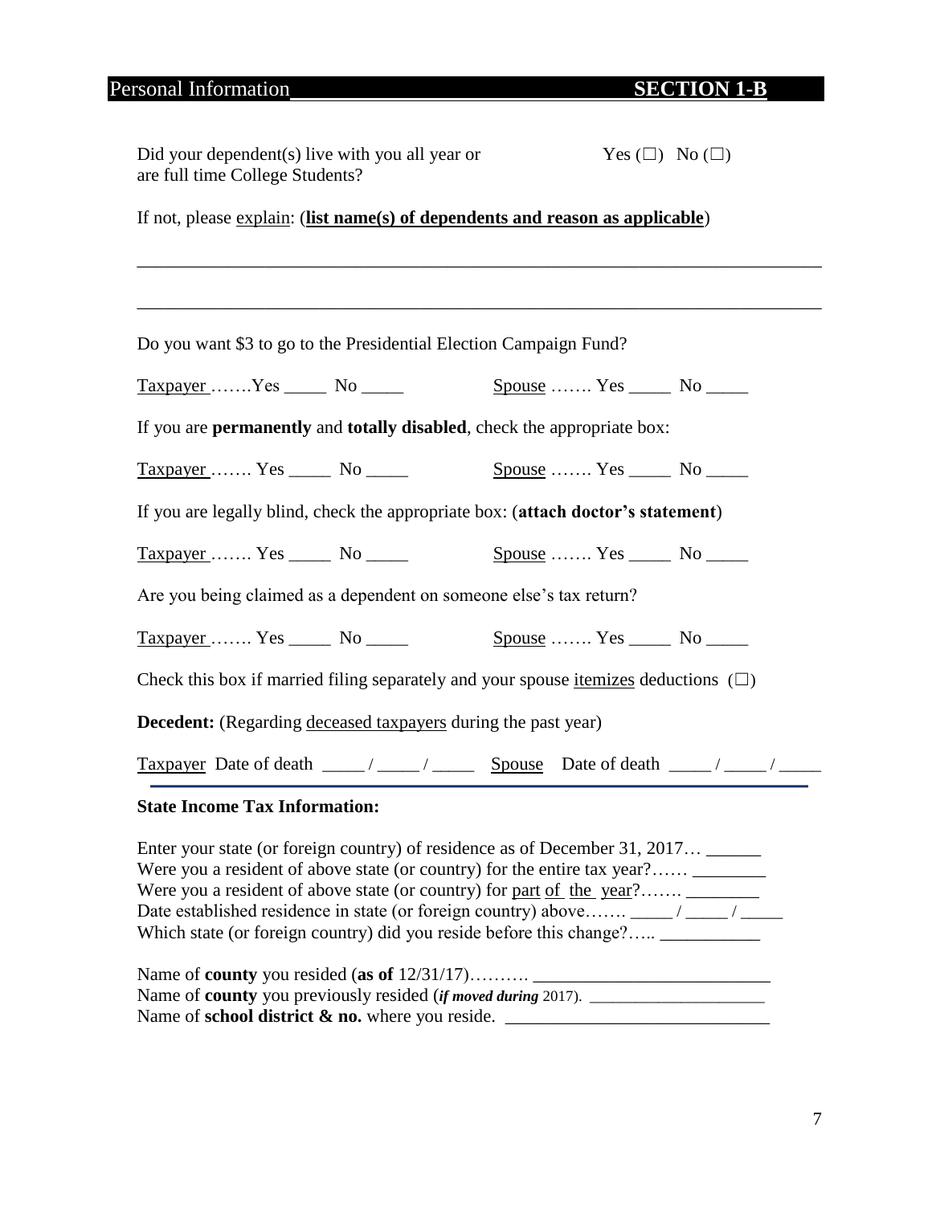## Personal Information **SECTION 1-B**

Did your dependent(s) live with you all year or are full time College Students? Yes (☐) No (☐)

If not, please explain: (**list name(s) of dependents and reason as applicable**)

_______________________________________________________________________________

_______________________________________________________________________________

Do you want $3 to go to the Presidential Election Campaign Fund?

Taxpayer …….Yes _____ No _____ Spouse ……. Yes _____ No _____

If you are **permanently** and **totally disabled**, check the appropriate box:

Taxpayer ……. Yes _____ No _____ Spouse ……. Yes _____ No _____

If you are legally blind, check the appropriate box: (**attach doctor's statement**)

Taxpayer ……. Yes _____ No _____ Spouse ……. Yes _____ No _____

Are you being claimed as a dependent on someone else's tax return?

Taxpayer ……. Yes _____ No _____ Spouse ……. Yes _____ No _____

Check this box if married filing separately and your spouse itemizes deductions (☐)

**Decedent:** (Regarding deceased taxpayers during the past year)

Taxpayer Date of death _____ / _____ / _____ Spouse Date of death _____ / _____ / _____

**State Income Tax Information:**

Enter your state (or foreign country) of residence as of December 31, 2017… ______
Were you a resident of above state (or country) for the entire tax year?…… ________
Were you a resident of above state (or country) for part of the year?……. ________
Date established residence in state (or foreign country) above……. _____ / _____ / _____
Which state (or foreign country) did you reside before this change?….. ___________

Name of **county** you resided (**as of** 12/31/17)………. __________________________
Name of **county** you previously resided (***if moved during*** 2017). ____________________
Name of **school district & no.** where you reside. _____________________________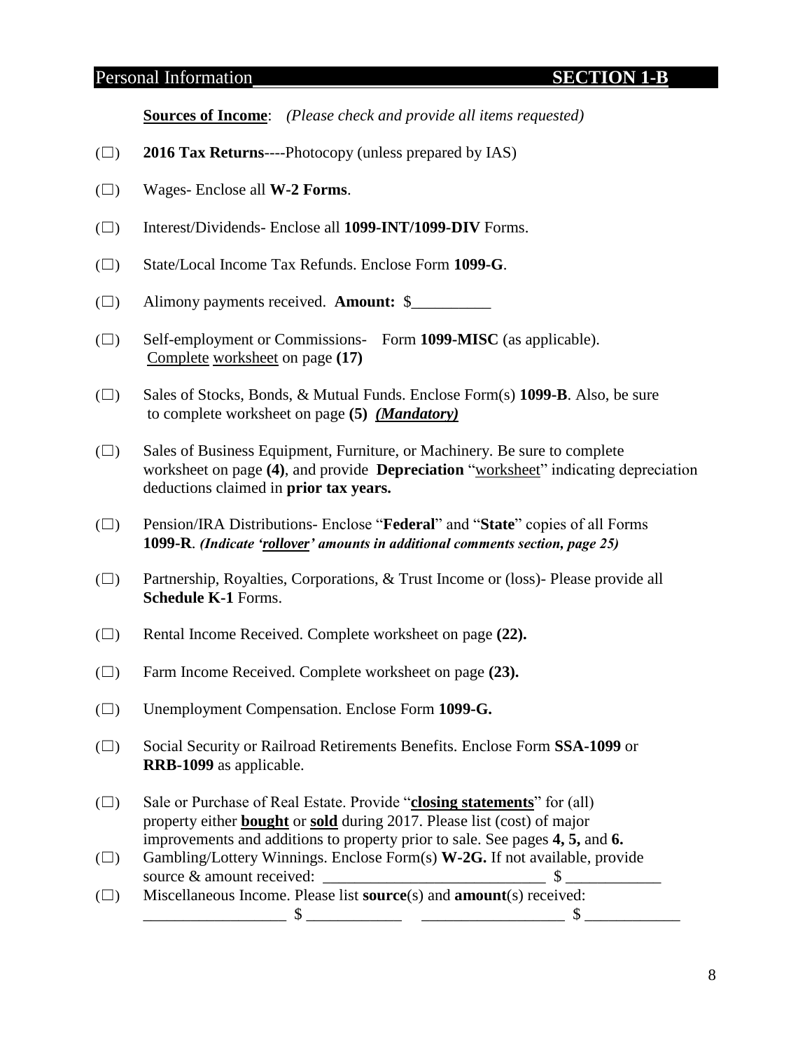## Personal Information SECTION 1-B

**Sources of Income**: *(Please check and provide all items requested)*

(☐) **2016 Tax Returns**----Photocopy (unless prepared by IAS)

(☐) Wages- Enclose all **W-2 Forms**.

(☐) Interest/Dividends- Enclose all **1099-INT/1099-DIV** Forms.

(☐) State/Local Income Tax Refunds. Enclose Form **1099-G**.

(☐) Alimony payments received. **Amount:** $__________

(☐) Self-employment or Commissions- Form **1099-MISC** (as applicable). Complete worksheet on page **(17)**

(☐) Sales of Stocks, Bonds, & Mutual Funds. Enclose Form(s) **1099-B**. Also, be sure to complete worksheet on page **(5)** ***(Mandatory)***

(☐) Sales of Business Equipment, Furniture, or Machinery. Be sure to complete worksheet on page **(4)**, and provide **Depreciation** "worksheet" indicating depreciation deductions claimed in **prior tax years.**

(☐) Pension/IRA Distributions- Enclose "**Federal**" and "**State**" copies of all Forms **1099-R**. ***(Indicate 'rollover' amounts in additional comments section, page 25)***

(☐) Partnership, Royalties, Corporations, & Trust Income or (loss)- Please provide all **Schedule K-1** Forms.

(☐) Rental Income Received. Complete worksheet on page **(22).**

(☐) Farm Income Received. Complete worksheet on page **(23).**

(☐) Unemployment Compensation. Enclose Form **1099-G.**

(☐) Social Security or Railroad Retirements Benefits. Enclose Form **SSA-1099** or **RRB-1099** as applicable.

(☐) Sale or Purchase of Real Estate. Provide "**closing statements**" for (all) property either **bought** or **sold** during 2017. Please list (cost) of major improvements and additions to property prior to sale. See pages **4, 5,** and **6.**

(☐) Gambling/Lottery Winnings. Enclose Form(s) **W-2G.** If not available, provide source & amount received: ____________________________ $ ____________

(☐) Miscellaneous Income. Please list **source**(s) and **amount**(s) received:
__________________ $ ____________ __________________ $ ____________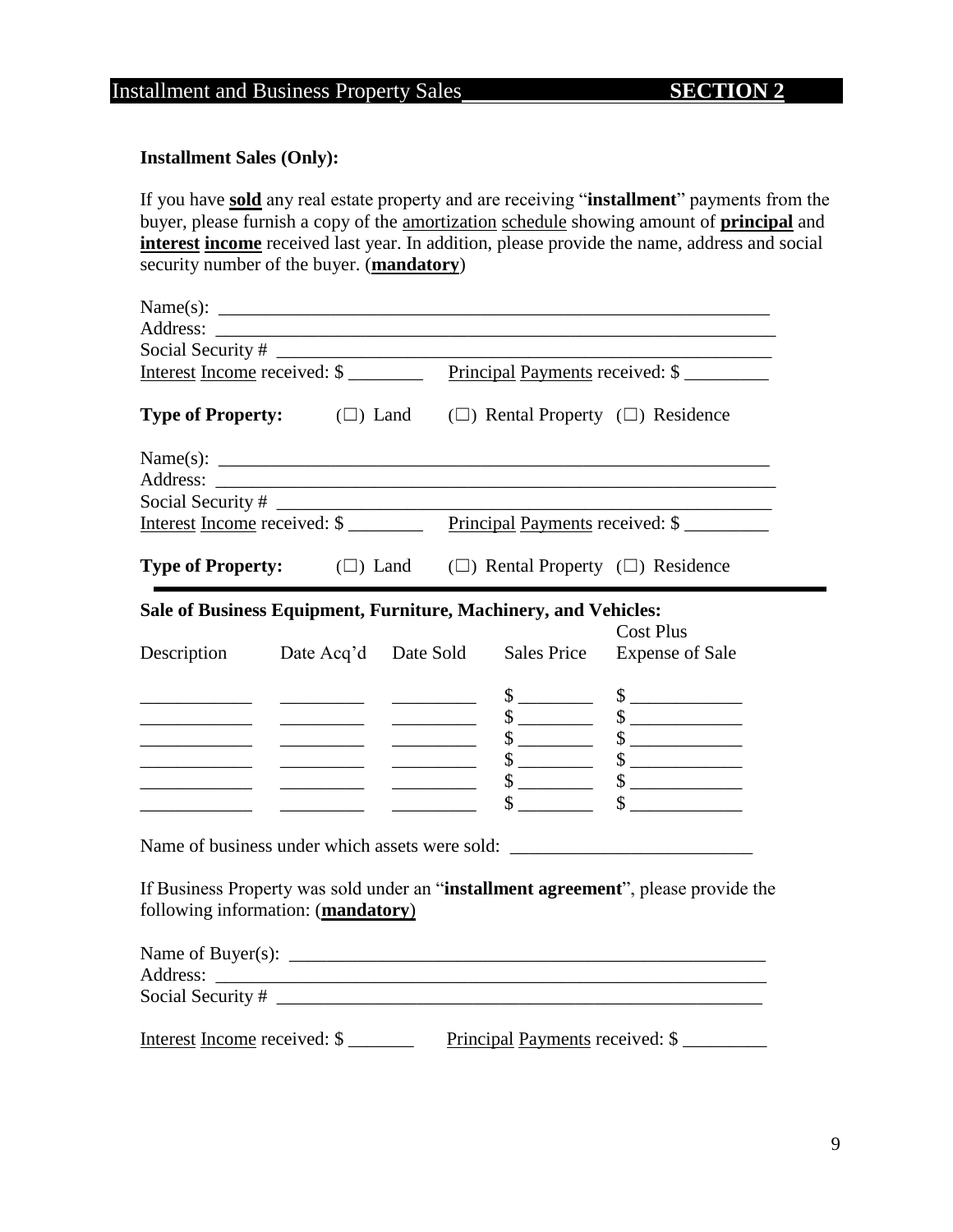## Installment and Business Property Sales SECTION 2

**Installment Sales (Only):**

If you have **sold** any real estate property and are receiving "**installment**" payments from the buyer, please furnish a copy of the amortization schedule showing amount of **principal** and **interest income** received last year. In addition, please provide the name, address and social security number of the buyer. (**mandatory**)

Name(s): ___________________________________________________________

Address: ____________________________________________________________

Social Security # ______________________________________________________

Interest Income received: $ ________ Principal Payments received: $ _________

**Type of Property:** (☐) Land (☐) Rental Property (☐) Residence

Name(s): ___________________________________________________________

Address: ____________________________________________________________

Social Security # ______________________________________________________

Interest Income received: $ ________ Principal Payments received: $ _________

**Type of Property:** (☐) Land (☐) Rental Property (☐) Residence

---

**Sale of Business Equipment, Furniture, Machinery, and Vehicles:**

| Description | Date Acq'd | Date Sold | Sales Price | Cost Plus Expense of Sale |
|---|---|---|---|---|
| ___________ | _________ | _________ | $ ________ | $ ____________ |
| ___________ | _________ | _________ | $ ________ | $ ____________ |
| ___________ | _________ | _________ | $ ________ | $ ____________ |
| ___________ | _________ | _________ | $ ________ | $ ____________ |
| ___________ | _________ | _________ | $ ________ | $ ____________ |
| ___________ | _________ | _________ | $ ________ | $ ____________ |

Name of business under which assets were sold: __________________________

If Business Property was sold under an "**installment agreement**", please provide the following information: (**mandatory**)

Name of Buyer(s): _____________________________________________________

Address: ____________________________________________________________

Social Security # ______________________________________________________

Interest Income received: $ _______ Principal Payments received: $ _________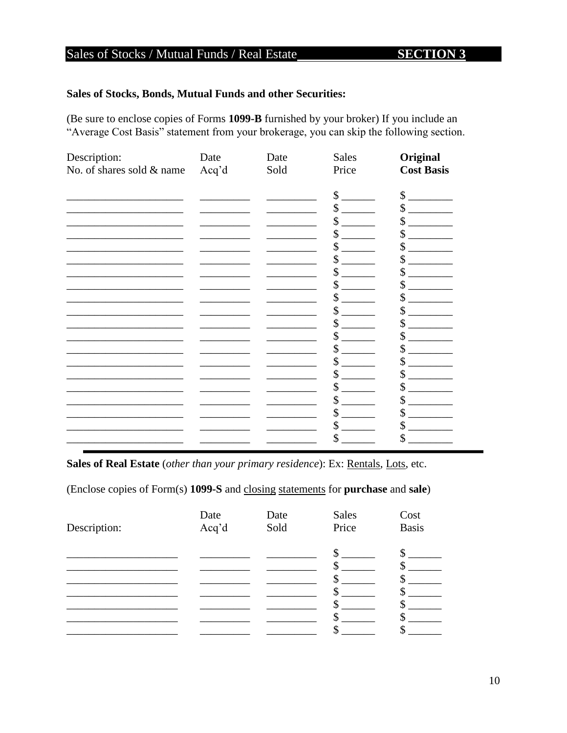## Sales of Stocks / Mutual Funds / Real Estate SECTION 3

**Sales of Stocks, Bonds, Mutual Funds and other Securities:**

(Be sure to enclose copies of Forms **1099-B** furnished by your broker) If you include an "Average Cost Basis" statement from your brokerage, you can skip the following section.

| Description: No. of shares sold & name | Date Acq'd | Date Sold | Sales Price | **Original Cost Basis** |
|---|---|---|---|---|
| | | | $ | $ |
| | | | $ | $ |
| | | | $ | $ |
| | | | $ | $ |
| | | | $ | $ |
| | | | $ | $ |
| | | | $ | $ |
| | | | $ | $ |
| | | | $ | $ |
| | | | $ | $ |
| | | | $ | $ |
| | | | $ | $ |
| | | | $ | $ |
| | | | $ | $ |
| | | | $ | $ |
| | | | $ | $ |
| | | | $ | $ |
| | | | $ | $ |
| | | | $ | $ |
| | | | $ | $ |

**Sales of Real Estate** (*other than your primary residence*): Ex: Rentals, Lots, etc.

(Enclose copies of Form(s) **1099-S** and closing statements for **purchase** and **sale**)

| Description: | Date Acq'd | Date Sold | Sales Price | Cost Basis |
|---|---|---|---|---|
| | | | $ | $ |
| | | | $ | $ |
| | | | $ | $ |
| | | | $ | $ |
| | | | $ | $ |
| | | | $ | $ |
| | | | $ | $ |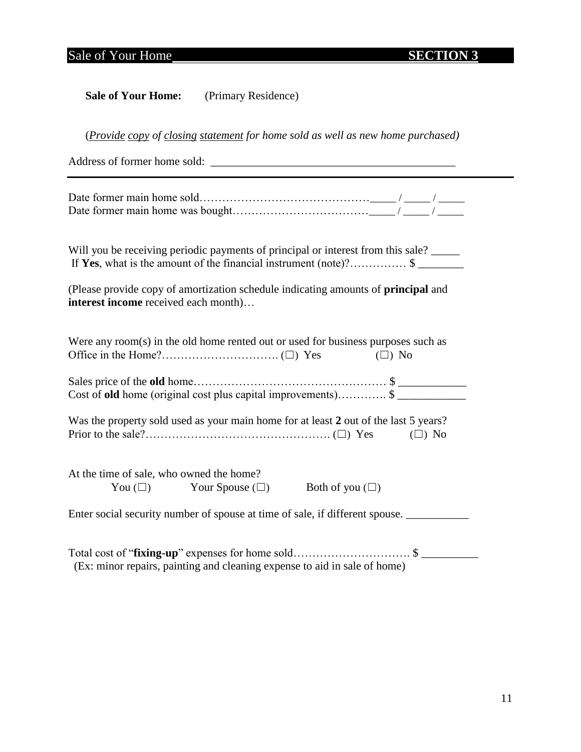## Sale of Your Home **SECTION 3**

**Sale of Your Home:** (Primary Residence)

(*<u>Provide</u> <u>copy</u> of <u>closing</u> <u>statement</u> for home sold as well as new home purchased)*

Address of former home sold: ________________________________________

---

Date former main home sold……………………………………_____ / _____ / _____
Date former main home was bought……………………………_____ / _____ / _____

Will you be receiving periodic payments of principal or interest from this sale? _____
If **Yes**, what is the amount of the financial instrument (note)?…………… $ ________

(Please provide copy of amortization schedule indicating amounts of **principal** and **interest income** received each month)…

Were any room(s) in the old home rented out or used for business purposes such as Office in the Home?…………………………. (☐) Yes (☐) No

Sales price of the **old** home…………………………………………… $ ____________
Cost of **old** home (original cost plus capital improvements)…………. $ ____________

Was the property sold used as your main home for at least **2** out of the last 5 years? Prior to the sale?…………………………………………. (☐) Yes (☐) No

At the time of sale, who owned the home?
You (☐) Your Spouse (☐) Both of you (☐)

Enter social security number of spouse at time of sale, if different spouse. ___________

Total cost of "**fixing-up**" expenses for home sold…………………………. $ __________
(Ex: minor repairs, painting and cleaning expense to aid in sale of home)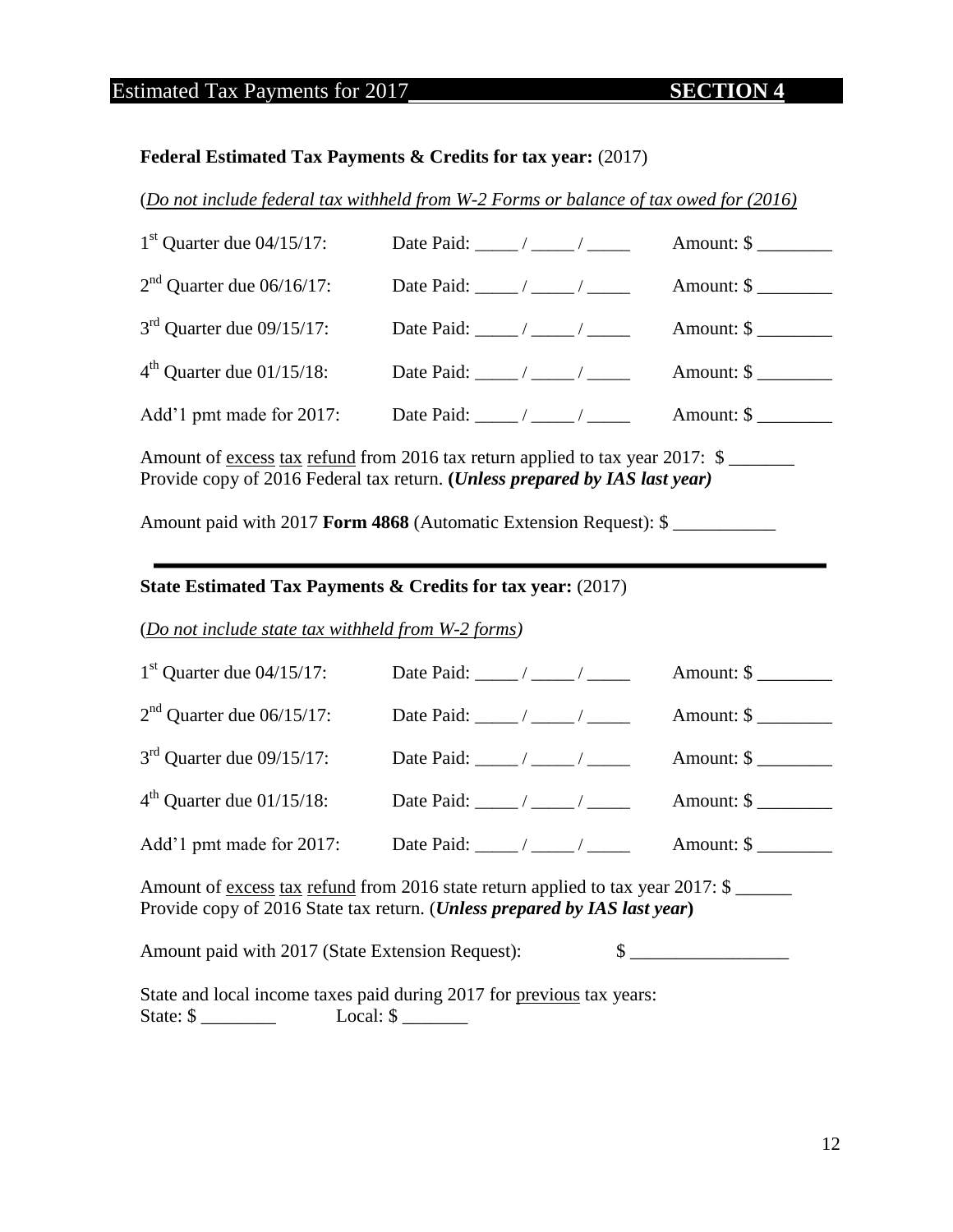## Estimated Tax Payments for 2017 **SECTION 4**

**Federal Estimated Tax Payments & Credits for tax year:** (2017)

(*Do not include federal tax withheld from W-2 Forms or balance of tax owed for (2016)*)

1st Quarter due 04/15/17: Date Paid: _____ / _____ / _____ Amount: $ ________

2nd Quarter due 06/16/17: Date Paid: _____ / _____ / _____ Amount: $ ________

3rd Quarter due 09/15/17: Date Paid: _____ / _____ / _____ Amount: $ ________

4th Quarter due 01/15/18: Date Paid: _____ / _____ / _____ Amount: $ ________

Add'1 pmt made for 2017: Date Paid: _____ / _____ / _____ Amount: $ ________

Amount of excess tax refund from 2016 tax return applied to tax year 2017: $ _______
Provide copy of 2016 Federal tax return. **(*Unless prepared by IAS last year*)**

Amount paid with 2017 **Form 4868** (Automatic Extension Request): $ ___________

---

**State Estimated Tax Payments & Credits for tax year:** (2017)

(*Do not include state tax withheld from W-2 forms*)

1st Quarter due 04/15/17: Date Paid: _____ / _____ / _____ Amount: $ ________

2nd Quarter due 06/15/17: Date Paid: _____ / _____ / _____ Amount: $ ________

3rd Quarter due 09/15/17: Date Paid: _____ / _____ / _____ Amount: $ ________

4th Quarter due 01/15/18: Date Paid: _____ / _____ / _____ Amount: $ ________

Add'1 pmt made for 2017: Date Paid: _____ / _____ / _____ Amount: $ ________

Amount of excess tax refund from 2016 state return applied to tax year 2017: $ ______
Provide copy of 2016 State tax return. (***Unless prepared by IAS last year***)

Amount paid with 2017 (State Extension Request): $ _________________

State and local income taxes paid during 2017 for previous tax years:
State: $ ________ Local: $ _______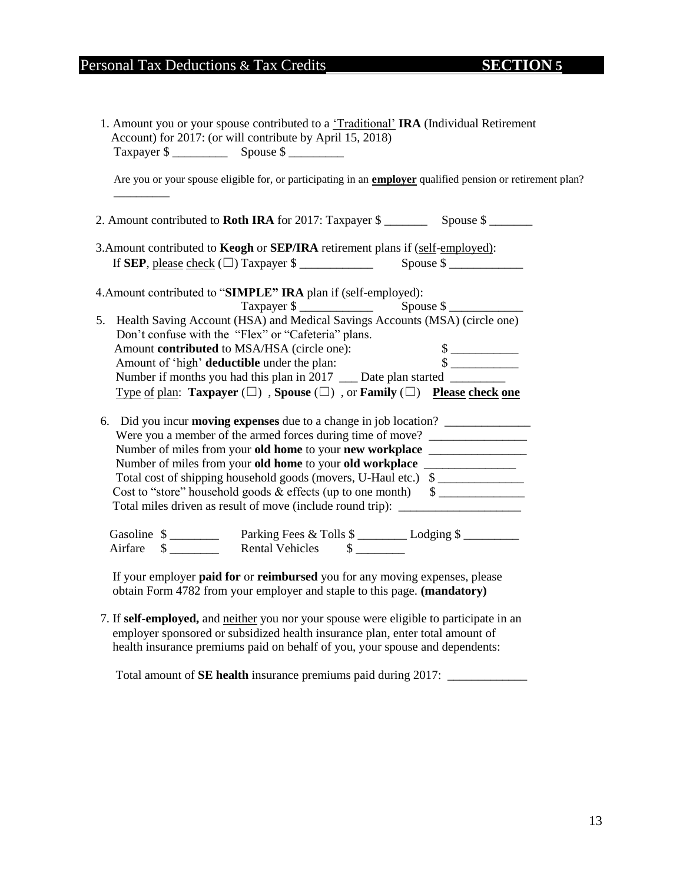## Personal Tax Deductions & Tax Credits **SECTION 5**

1. Amount you or your spouse contributed to a 'Traditional' **IRA** (Individual Retirement Account) for 2017: (or will contribute by April 15, 2018)
   Taxpayer $ _________ Spouse $ _________

   Are you or your spouse eligible for, or participating in an **employer** qualified pension or retirement plan? _________

2. Amount contributed to **Roth IRA** for 2017: Taxpayer $ _______ Spouse $ _______

3. Amount contributed to **Keogh** or **SEP/IRA** retirement plans if (self-employed):
   If **SEP**, please check (☐) Taxpayer $ ____________ Spouse $ ____________

4. Amount contributed to "**SIMPLE" IRA** plan if (self-employed):
   Taxpayer $ ____________ Spouse $ ____________

5. Health Saving Account (HSA) and Medical Savings Accounts (MSA) (circle one)
   Don't confuse with the "Flex" or "Cafeteria" plans.
   Amount **contributed** to MSA/HSA (circle one): $ ___________
   Amount of 'high' **deductible** under the plan: $ ___________
   Number if months you had this plan in 2017 ___ Date plan started _________
   Type of plan: **Taxpayer** (☐) , **Spouse** (☐) , or **Family** (☐) **Please check one**

6. Did you incur **moving expenses** due to a change in job location? ______________
   Were you a member of the armed forces during time of move? ________________
   Number of miles from your **old home** to your **new workplace** ________________
   Number of miles from your **old home** to your **old workplace** _______________
   Total cost of shipping household goods (movers, U-Haul etc.) $ ______________
   Cost to "store" household goods & effects (up to one month) $ ______________
   Total miles driven as result of move (include round trip): ____________________

   Gasoline $ ________ Parking Fees & Tolls $ ________ Lodging $ _________
   Airfare $ ________ Rental Vehicles $ ________

   If your employer **paid for** or **reimbursed** you for any moving expenses, please obtain Form 4782 from your employer and staple to this page. **(mandatory)**

7. If **self-employed,** and neither you nor your spouse were eligible to participate in an employer sponsored or subsidized health insurance plan, enter total amount of health insurance premiums paid on behalf of you, your spouse and dependents:

   Total amount of **SE health** insurance premiums paid during 2017: _____________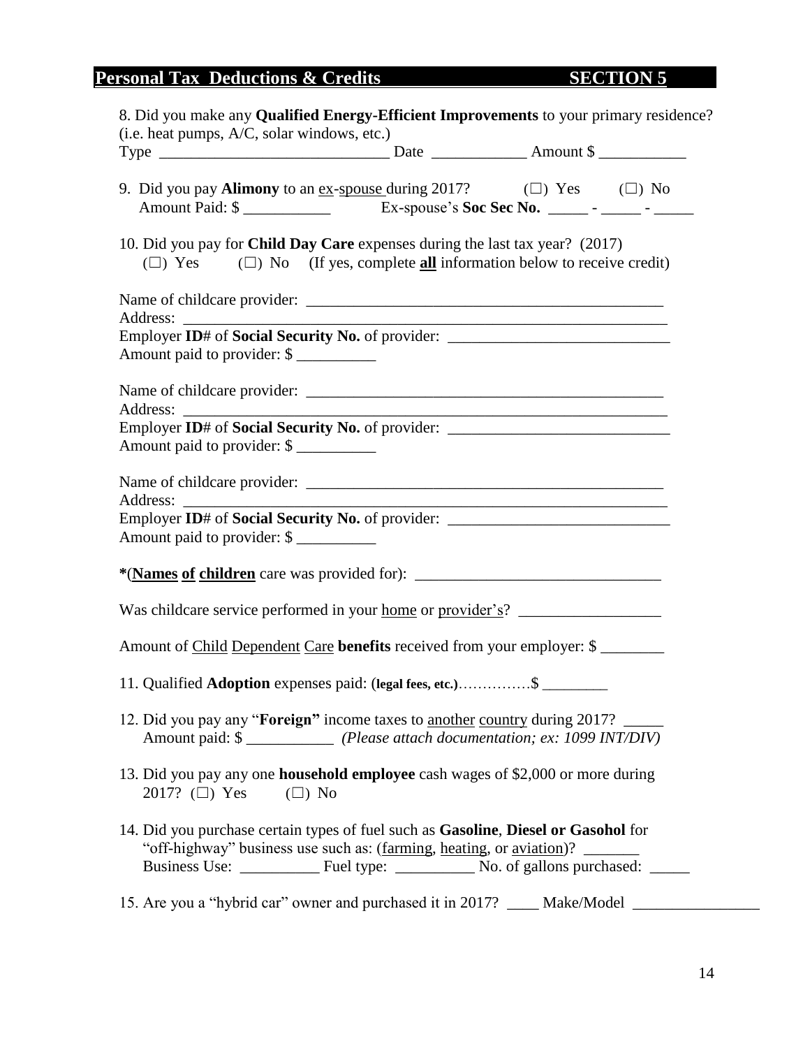## Personal Tax Deductions & Credits SECTION 5

8. Did you make any **Qualified Energy-Efficient Improvements** to your primary residence? (i.e. heat pumps, A/C, solar windows, etc.)
Type ______________________________ Date ____________ Amount $ ___________

9. Did you pay **Alimony** to an ex-spouse during 2017? (☐) Yes (☐) No
Amount Paid: $ ___________ Ex-spouse's **Soc Sec No.** _____ - _____ - _____

10. Did you pay for **Child Day Care** expenses during the last tax year? (2017)
(☐) Yes (☐) No (If yes, complete **all** information below to receive credit)

Name of childcare provider: ______________________________________________
Address: ______________________________________________________________
Employer **ID#** of **Social Security No.** of provider: ____________________________
Amount paid to provider: $ __________

Name of childcare provider: ______________________________________________
Address: ______________________________________________________________
Employer **ID#** of **Social Security No.** of provider: ____________________________
Amount paid to provider: $ __________

Name of childcare provider: ______________________________________________
Address: ______________________________________________________________
Employer **ID#** of **Social Security No.** of provider: ____________________________
Amount paid to provider: $ __________

***(Names of children** care was provided for): _______________________________

Was childcare service performed in your home or provider's? __________________

Amount of Child Dependent Care **benefits** received from your employer: $ ________

11. Qualified **Adoption** expenses paid: (**legal fees, etc.**)……………$ ________

12. Did you pay any "**Foreign"** income taxes to another country during 2017? _____
Amount paid: $ ___________ *(Please attach documentation; ex: 1099 INT/DIV)*

13. Did you pay any one **household employee** cash wages of $2,000 or more during 2017? (☐) Yes (☐) No

14. Did you purchase certain types of fuel such as **Gasoline**, **Diesel or Gasohol** for "off-highway" business use such as: (farming, heating, or aviation)? _______
Business Use: __________ Fuel type: __________ No. of gallons purchased: _____

15. Are you a "hybrid car" owner and purchased it in 2017? ____ Make/Model ________________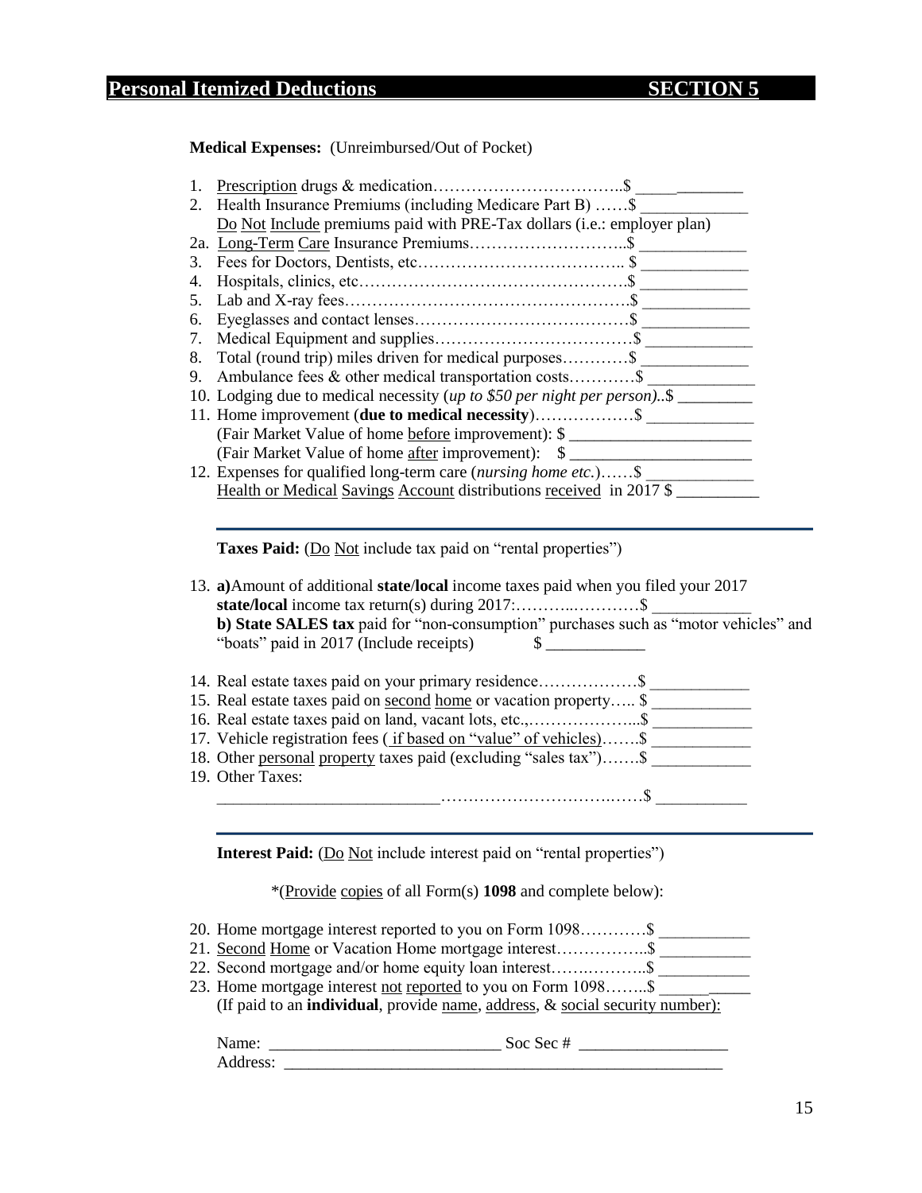## Personal Itemized Deductions SECTION 5

**Medical Expenses:** (Unreimbursed/Out of Pocket)

1. Prescription drugs & medication……………………………..$ _____________
2. Health Insurance Premiums (including Medicare Part B) ……$ _____________
   Do Not Include premiums paid with PRE-Tax dollars (i.e.: employer plan)

2a. Long-Term Care Insurance Premiums………………………..$ _____________

3. Fees for Doctors, Dentists, etc……………………………….. $ _____________
4. Hospitals, clinics, etc………………………………………….$ _____________
5. Lab and X-ray fees……………………………………………$ _____________
6. Eyeglasses and contact lenses…………………………………$ _____________
7. Medical Equipment and supplies………………………………$ _____________
8. Total (round trip) miles driven for medical purposes…………$ _____________
9. Ambulance fees & other medical transportation costs…………$ _____________
10. Lodging due to medical necessity (*up to $50 per night per person*)..$ _________
11. Home improvement (**due to medical necessity**)………………$ _____________
    (Fair Market Value of home before improvement): $ ______________________
    (Fair Market Value of home after improvement): $ ______________________
12. Expenses for qualified long-term care (*nursing home etc.*)……$ _____________
    Health or Medical Savings Account distributions received in 2017 $ __________

---

**Taxes Paid:** (Do Not include tax paid on "rental properties")

13. **a)**Amount of additional **state/local** income taxes paid when you filed your 2017 **state/local** income tax return(s) during 2017:………..…………$ ____________
    **b) State SALES tax** paid for "non-consumption" purchases such as "motor vehicles" and "boats" paid in 2017 (Include receipts) $ ____________

14. Real estate taxes paid on your primary residence………………$ ____________
15. Real estate taxes paid on second home or vacation property….. $ ____________
16. Real estate taxes paid on land, vacant lots, etc.,………………...$ ____________
17. Vehicle registration fees ( if based on "value" of vehicles)…….$ ____________
18. Other personal property taxes paid (excluding "sales tax")…….$ ____________
19. Other Taxes:
    ____________________________……………………………..…….$ ___________

---

**Interest Paid:** (Do Not include interest paid on "rental properties")

*(Provide copies of all Form(s) **1098** and complete below):

20. Home mortgage interest reported to you on Form 1098…………$ ___________
21. Second Home or Vacation Home mortgage interest……………..$ ___________
22. Second mortgage and/or home equity loan interest……..………..$ ___________
23. Home mortgage interest not reported to you on Form 1098……..$ ___________
    (If paid to an **individual**, provide name, address, & social security number):

Name: ____________________________ Soc Sec # __________________
Address: ________________________________________________________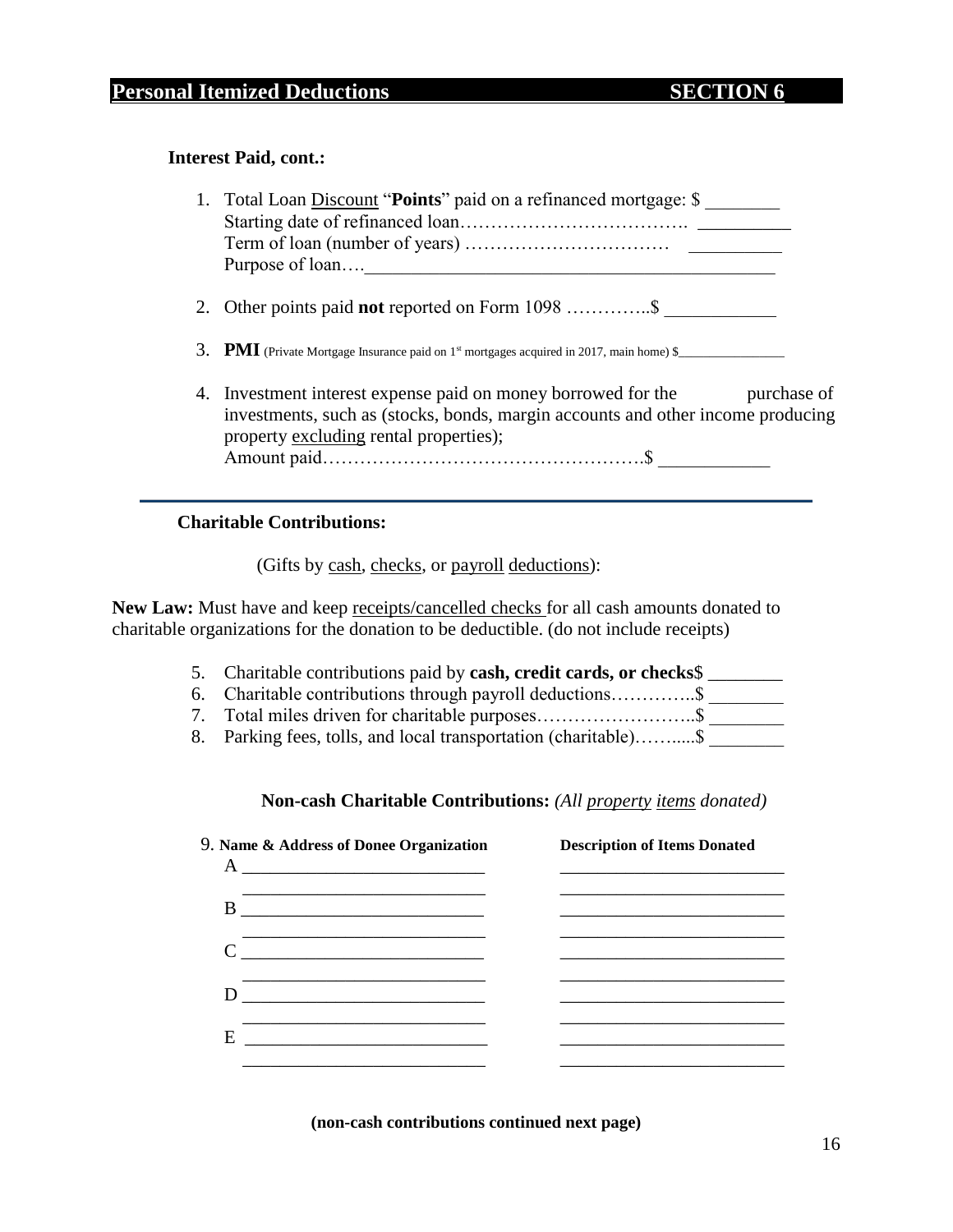## Personal Itemized Deductions SECTION 6

**Interest Paid, cont.:**

1. Total Loan Discount "**Points**" paid on a refinanced mortgage: $ ________
   Starting date of refinanced loan………………………………. __________
   Term of loan (number of years) …………………………… __________
   Purpose of loan….____________________________________________

2. Other points paid **not** reported on Form 1098 …………..$ ____________

3. **PMI** (Private Mortgage Insurance paid on 1st mortgages acquired in 2017, main home) $________________

4. Investment interest expense paid on money borrowed for the purchase of investments, such as (stocks, bonds, margin accounts and other income producing property excluding rental properties);
   Amount paid…………………………………………….$ ____________

---

**Charitable Contributions:**

(Gifts by cash, checks, or payroll deductions):

**New Law:** Must have and keep receipts/cancelled checks for all cash amounts donated to charitable organizations for the donation to be deductible. (do not include receipts)

5. Charitable contributions paid by **cash, credit cards, or checks**$ ________
6. Charitable contributions through payroll deductions…………..$ ________
7. Total miles driven for charitable purposes……………………..$ ________
8. Parking fees, tolls, and local transportation (charitable)……....$ ________

**Non-cash Charitable Contributions:** *(All property items donated)*

9.

| | Name & Address of Donee Organization | Description of Items Donated |
|---|---|---|
| A | ___________________________ | _________________________ |
| | ___________________________ | _________________________ |
| B | ___________________________ | _________________________ |
| | ___________________________ | _________________________ |
| C | ___________________________ | _________________________ |
| | ___________________________ | _________________________ |
| D | ___________________________ | _________________________ |
| | ___________________________ | _________________________ |
| E | ___________________________ | _________________________ |
| | ___________________________ | _________________________ |

**(non-cash contributions continued next page)**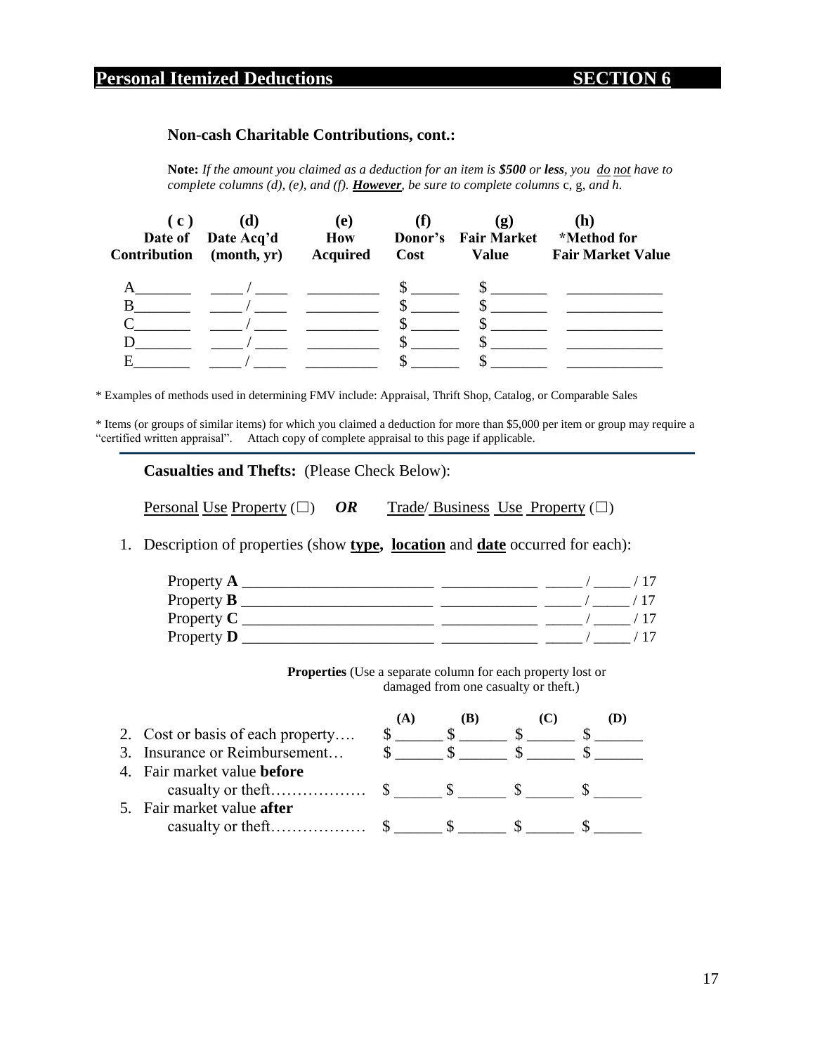## Personal Itemized Deductions SECTION 6

### Non-cash Charitable Contributions, cont.:

**Note:** *If the amount you claimed as a deduction for an item is **$500** or **less**, you do not have to complete columns (d), (e), and (f). **However**, be sure to complete columns* c, g, *and h.*

| (c) Date of Contribution | (d) Date Acq'd (month, yr) | (e) How Acquired | (f) Donor's Cost | (g) Fair Market Value | (h) *Method for Fair Market Value |
|---|---|---|---|---|---|
| A_______ | ____ / ____ | _________ | $ ______ | $ _______ | ____________ |
| B_______ | ____ / ____ | _________ | $ ______ | $ _______ | ____________ |
| C_______ | ____ / ____ | _________ | $ ______ | $ _______ | ____________ |
| D_______ | ____ / ____ | _________ | $ ______ | $ _______ | ____________ |
| E_______ | ____ / ____ | _________ | $ ______ | $ _______ | ____________ |

* Examples of methods used in determining FMV include: Appraisal, Thrift Shop, Catalog, or Comparable Sales

* Items (or groups of similar items) for which you claimed a deduction for more than $5,000 per item or group may require a "certified written appraisal". Attach copy of complete appraisal to this page if applicable.

---

**Casualties and Thefts:** (Please Check Below):

Personal Use Property (☐) ***OR*** Trade/ Business Use Property (☐)

1. Description of properties (show **type**, **location** and **date** occurred for each):

   Property **A** ________________________ ____________ _____ / _____ / 17
   Property **B** ________________________ ____________ _____ / _____ / 17
   Property **C** ________________________ ____________ _____ / _____ / 17
   Property **D** ________________________ ____________ _____ / _____ / 17

**Properties** (Use a separate column for each property lost or damaged from one casualty or theft.)

| | (A) | (B) | (C) | (D) |
|---|---|---|---|---|
| 2. Cost or basis of each property…. | $ ______ | $ ______ | $ ______ | $ ______ |
| 3. Insurance or Reimbursement… | $ ______ | $ ______ | $ ______ | $ ______ |
| 4. Fair market value **before** casualty or theft……………… | $ ______ | $ ______ | $ ______ | $ ______ |
| 5. Fair market value **after** casualty or theft……………… | $ ______ | $ ______ | $ ______ | $ ______ |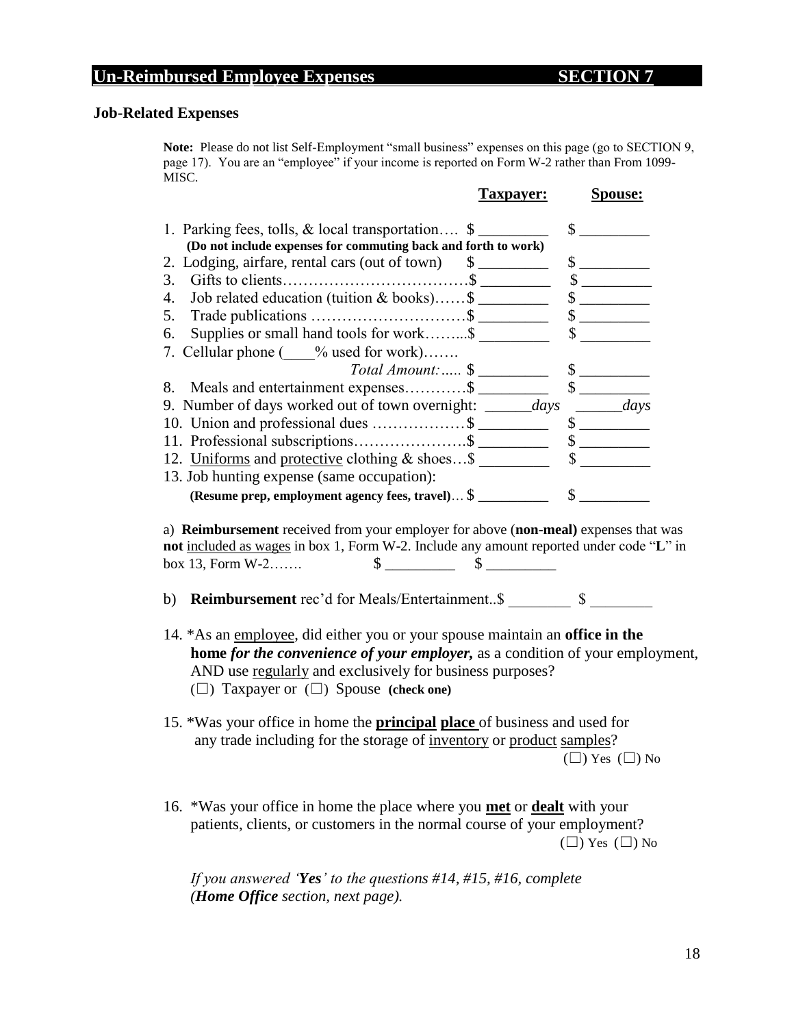## Un-Reimbursed Employee Expenses SECTION 7

### Job-Related Expenses

**Note:** Please do not list Self-Employment "small business" expenses on this page (go to SECTION 9, page 17). You are an "employee" if your income is reported on Form W-2 rather than From 1099-MISC.

| | **Taxpayer:** | **Spouse:** |
|---|---|---|
| 1. Parking fees, tolls, & local transportation…. **(Do not include expenses for commuting back and forth to work)** | $ _________ | $ _________ |
| 2. Lodging, airfare, rental cars (out of town) | $ _________ | $ _________ |
| 3. Gifts to clients……………………………… | $ _________ | $ _________ |
| 4. Job related education (tuition & books)…… | $ _________ | $ _________ |
| 5. Trade publications ………………………… | $ _________ | $ _________ |
| 6. Supplies or small hand tools for work……... | $ _________ | $ _________ |
| 7. Cellular phone (____% used for work)……. *Total Amount:…..* | $ _________ | $ _________ |
| 8. Meals and entertainment expenses………… | $ _________ | $ _________ |
| 9. Number of days worked out of town overnight: | ______*days* | ______*days* |
| 10. Union and professional dues ……………… | $ _________ | $ _________ |
| 11. Professional subscriptions………………… | $ _________ | $ _________ |
| 12. Uniforms and protective clothing & shoes… | $ _________ | $ _________ |
| 13. Job hunting expense (same occupation): **(Resume prep, employment agency fees, travel)**… | $ _________ | $ _________ |

a) **Reimbursement** received from your employer for above (**non-meal**) expenses that was **not** included as wages in box 1, Form W-2. Include any amount reported under code "**L**" in box 13, Form W-2……. $ _________ $ _________

b) **Reimbursement** rec'd for Meals/Entertainment..$ ________ $ ________

14. *As an employee, did either you or your spouse maintain an **office in the home** ***for the convenience of your employer,*** as a condition of your employment, AND use regularly and exclusively for business purposes?
(☐) Taxpayer or (☐) Spouse **(check one)**

15. *Was your office in home the **principal place** of business and used for any trade including for the storage of inventory or product samples?
(☐) Yes (☐) No

16. *Was your office in home the place where you **met** or **dealt** with your patients, clients, or customers in the normal course of your employment?
(☐) Yes (☐) No

*If you answered '**Yes**' to the questions #14, #15, #16, complete (**Home Office** section, next page).*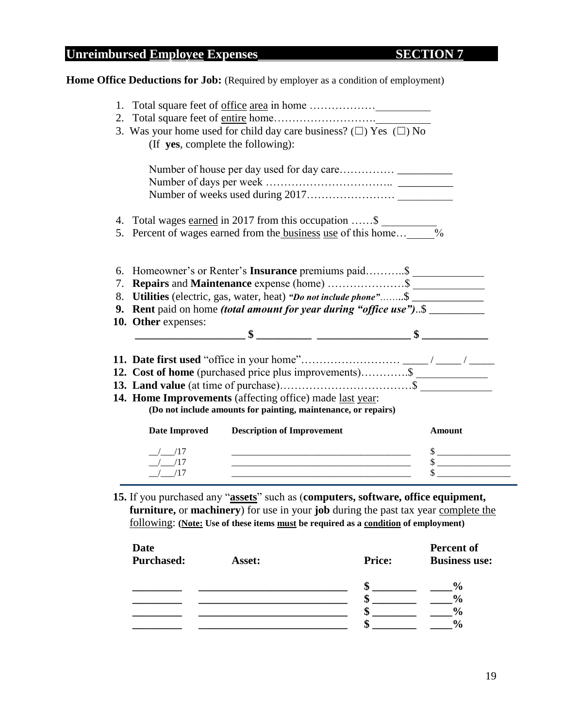## Unreimbursed Employee Expenses — SECTION 7

**Home Office Deductions for Job:** (Required by employer as a condition of employment)

1. Total square feet of office area in home ……………… __________
2. Total square feet of entire home………………………. __________
3. Was your home used for child day care business? (☐) Yes (☐) No
   (If **yes**, complete the following):

   Number of house per day used for day care…………… __________
   Number of days per week …………………………….. __________
   Number of weeks used during 2017…………………… __________

4. Total wages earned in 2017 from this occupation ……$ __________
5. Percent of wages earned from the business use of this home… _____%

6. Homeowner's or Renter's **Insurance** premiums paid………..$ _____________
7. **Repairs** and **Maintenance** expense (home) …………………$ _____________
8. **Utilities** (electric, gas, water, heat) ***"Do not include phone"***……..$ _____________
9. **Rent** paid on home ***(total amount for year during "office use")***..$ __________
10. **Other** expenses:
    ___________________ **$** __________ ________________ **$** ____________

11. **Date first used** "office in your home"……………………… _____ / _____ / _____
12. **Cost of home** (purchased price plus improvements)………….$ _____________
13. **Land value** (at time of purchase)………………………………$ _____________
14. **Home Improvements** (affecting office) made last year:
    **(Do not include amounts for painting, maintenance, or repairs)**

| Date Improved | Description of Improvement | Amount |
|---|---|---|
| __/___/17 | ___________________________________ | $ ______________ |
| __/___/17 | ___________________________________ | $ ______________ |
| __/___/17 | ___________________________________ | $ ______________ |

15. If you purchased any "**assets**" such as (**computers, software, office equipment, furniture,** or **machinery**) for use in your **job** during the past tax year complete the following: **(Note: Use of these items must be required as a condition of employment)**

| Date Purchased: | Asset: | Price: | Percent of Business use: |
|---|---|---|---|
| _________ | ___________________________ | $ ________ | ____% |
| _________ | ___________________________ | $ ________ | ____% |
| _________ | ___________________________ | $ ________ | ____% |
| _________ | ___________________________ | $ ________ | ____% |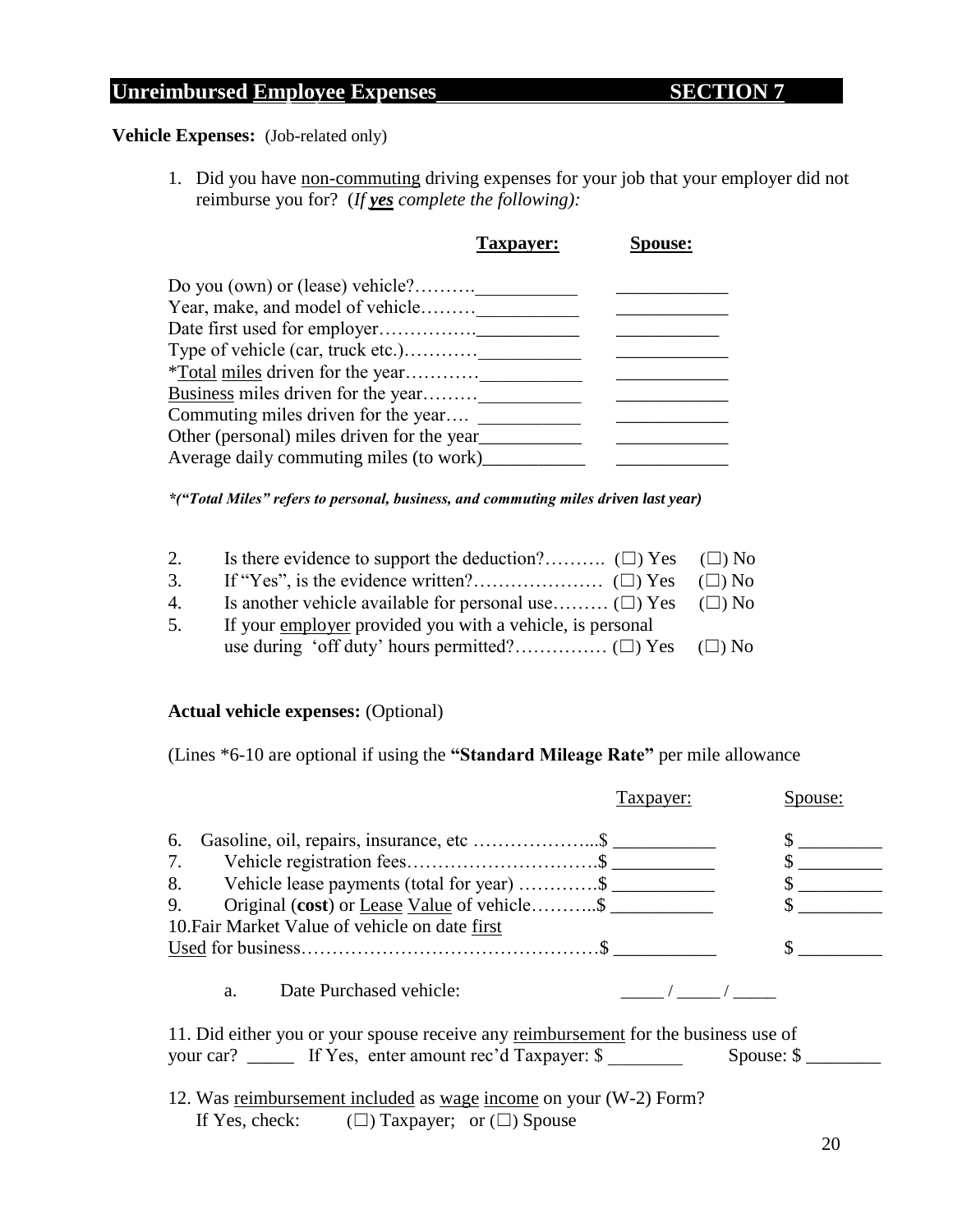## Unreimbursed Employee Expenses — SECTION 7

**Vehicle Expenses:** (Job-related only)

1. Did you have non-commuting driving expenses for your job that your employer did not reimburse you for? (*If **yes** complete the following):*

| | **Taxpayer:** | **Spouse:** |
|---|---|---|
| Do you (own) or (lease) vehicle?………. | ___________ | ____________ |
| Year, make, and model of vehicle……… | ___________ | ____________ |
| Date first used for employer……………. | ___________ | ___________ |
| Type of vehicle (car, truck etc.)………… | ___________ | ____________ |
| *Total miles driven for the year………… | ___________ | ____________ |
| Business miles driven for the year……… | ___________ | ____________ |
| Commuting miles driven for the year…. | ___________ | ____________ |
| Other (personal) miles driven for the year | ___________ | ____________ |
| Average daily commuting miles (to work) | ___________ | ____________ |

***(“Total Miles” refers to personal, business, and commuting miles driven last year)***

2. Is there evidence to support the deduction?………. (☐) Yes (☐) No
3. If “Yes”, is the evidence written?………………… (☐) Yes (☐) No
4. Is another vehicle available for personal use……… (☐) Yes (☐) No
5. If your employer provided you with a vehicle, is personal use during ‘off duty’ hours permitted?…………… (☐) Yes (☐) No

**Actual vehicle expenses:** (Optional)

(Lines *6-10 are optional if using the **“Standard Mileage Rate”** per mile allowance

| | Taxpayer: | Spouse: |
|---|---|---|
| 6. Gasoline, oil, repairs, insurance, etc ………………...$ | ___________ | $ _________ |
| 7. Vehicle registration fees………………………….$ | ___________ | $ _________ |
| 8. Vehicle lease payments (total for year) ………….$ | ___________ | $ _________ |
| 9. Original (**cost**) or Lease Value of vehicle………..$ | ___________ | $ _________ |
| 10. Fair Market Value of vehicle on date first Used for business……………………………………….$ | ___________ | $ _________ |

a. Date Purchased vehicle: _____ / _____ / _____

11. Did either you or your spouse receive any reimbursement for the business use of your car? _____ If Yes, enter amount rec’d Taxpayer: $ ________ Spouse: $ ________

12. Was reimbursement included as wage income on your (W-2) Form?
If Yes, check: (☐) Taxpayer; or (☐) Spouse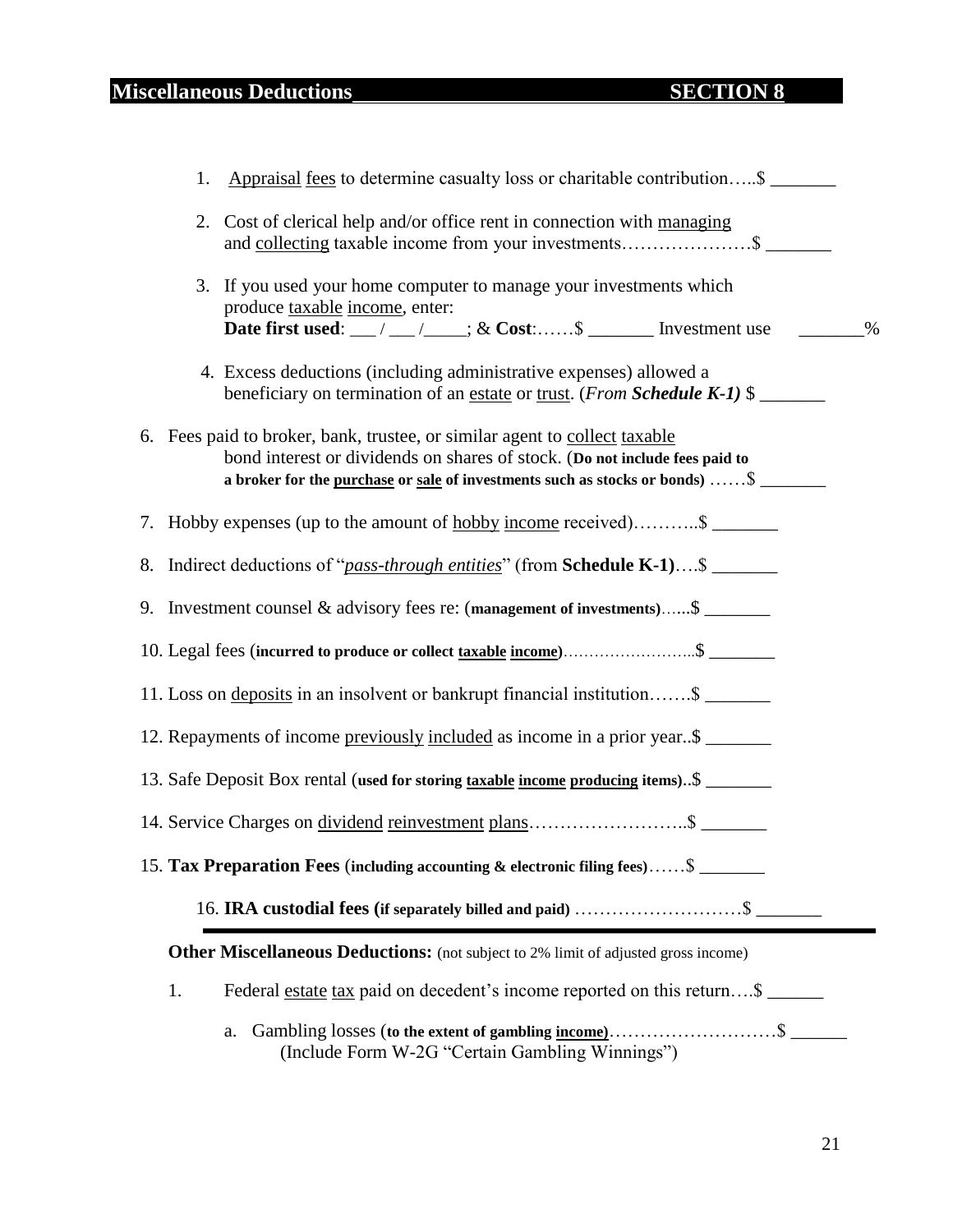## Miscellaneous Deductions SECTION 8

1. Appraisal fees to determine casualty loss or charitable contribution…..$ _______
2. Cost of clerical help and/or office rent in connection with managing and collecting taxable income from your investments…………………$ _______
3. If you used your home computer to manage your investments which produce taxable income, enter:
   **Date first used**: ___ / ___ /____; & **Cost**:……$ _______ Investment use _______%
4. Excess deductions (including administrative expenses) allowed a beneficiary on termination of an estate or trust. (*From **Schedule K-1)*** $ _______

6. Fees paid to broker, bank, trustee, or similar agent to collect taxable bond interest or dividends on shares of stock. (**Do not include fees paid to a broker for the purchase or sale of investments such as stocks or bonds)** ……$ _______
7. Hobby expenses (up to the amount of hobby income received)………..$ _______
8. Indirect deductions of "*pass-through entities*" (from **Schedule K-1)**….$ _______
9. Investment counsel & advisory fees re: (**management of investments)**…...$ _______
10. Legal fees (**incurred to produce or collect taxable income)**……………………..$ _______
11. Loss on deposits in an insolvent or bankrupt financial institution…….$ _______
12. Repayments of income previously included as income in a prior year..$ _______
13. Safe Deposit Box rental (**used for storing taxable income producing items)**..$ _______
14. Service Charges on dividend reinvestment plans……………………..$ _______
15. **Tax Preparation Fees** (**including accounting & electronic filing fees)**……$ _______
16. **IRA custodial fees (if separately billed and paid)** ………………………$ _______

---

**Other Miscellaneous Deductions:** (not subject to 2% limit of adjusted gross income)

1. Federal estate tax paid on decedent's income reported on this return….$ ______
   a. Gambling losses (**to the extent of gambling income)**………………………$ ______
      (Include Form W-2G "Certain Gambling Winnings")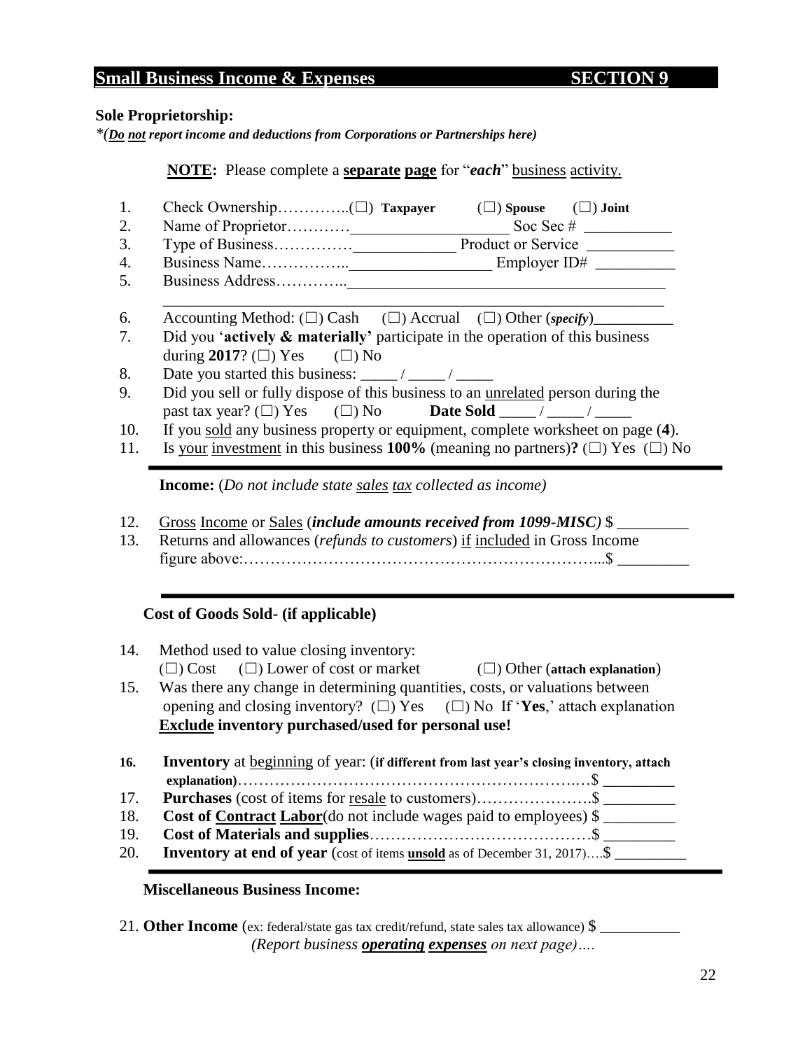## Small Business Income & Expenses SECTION 9

**Sole Proprietorship:**

*(***Do*** ***not*** *report income and deductions from Corporations or Partnerships here)*

**NOTE:** Please complete a **separate page** for "*each*" business activity.

1. Check Ownership…………..(☐) **Taxpayer** (☐) **Spouse** (☐) **Joint**
2. Name of Proprietor…………____________________ Soc Sec # ___________
3. Type of Business……………_____________ Product or Service ___________
4. Business Name……………..__________________ Employer ID# __________
5. Business Address…………..________________________________________
   ________________________________________________________________
6. Accounting Method: (☐) Cash (☐) Accrual (☐) Other (*specify*)__________
7. Did you '**actively & materially**' participate in the operation of this business during **2017**? (☐) Yes (☐) No
8. Date you started this business: _____ / _____ / _____
9. Did you sell or fully dispose of this business to an unrelated person during the past tax year? (☐) Yes (☐) No **Date Sold** _____ / _____ / _____
10. If you sold any business property or equipment, complete worksheet on page (**4**).
11. Is your investment in this business **100%** (meaning no partners)**?** (☐) Yes (☐) No

**Income:** (*Do not include state sales tax collected as income)*

12. Gross Income or Sales (***include amounts received from 1099-MISC)*** $ _________
13. Returns and allowances (*refunds to customers*) if included in Gross Income figure above:…………………………………………………………...$ _________

**Cost of Goods Sold- (if applicable)**

14. Method used to value closing inventory:
    (☐) Cost (☐) Lower of cost or market (☐) Other (**attach explanation**)
15. Was there any change in determining quantities, costs, or valuations between opening and closing inventory? (☐) Yes (☐) No If '**Yes**,' attach explanation
    **Exclude inventory purchased/used for personal use!**

16. **Inventory** at beginning of year: (**if different from last year's closing inventory, attach explanation**)……………………………………………………….…$ _________
17. **Purchases** (cost of items for resale to customers)………………….$ _________
18. **Cost of Contract Labor**(do not include wages paid to employees) $ _________
19. **Cost of Materials and supplies**……………………………………$ _________
20. **Inventory at end of year** (cost of items **unsold** as of December 31, 2017)….$ _________

**Miscellaneous Business Income:**

21. **Other Income** (ex: federal/state gas tax credit/refund, state sales tax allowance) $ ___________

*(Report business* ***operating expenses*** *on next page)….*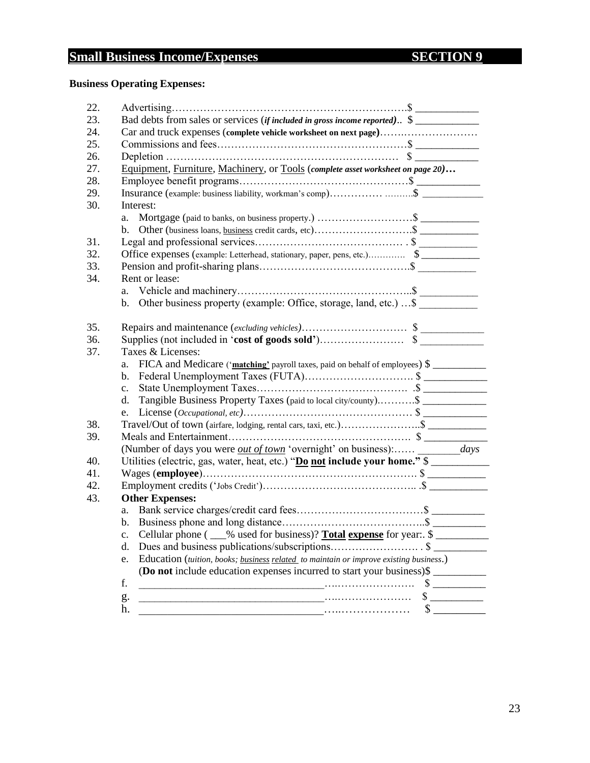## Small Business Income/Expenses SECTION 9

**Business Operating Expenses:**

22. Advertising……………………………………………………………..$ ___________
23. Bad debts from sales or services (***if included in gross income reported)***.. $ ___________
24. Car and truck expenses (**complete vehicle worksheet on next page**)……….………………
25. Commissions and fees……………………………………………….$ ___________
26. Depletion ………………………………………………………… $ ___________
27. Equipment, Furniture, Machinery, or Tools (***complete asset worksheet on page 20)…***
28. Employee benefit programs…………………………………………$ ___________
29. Insurance (example: business liability, workman's comp)…………… ……….$ ___________
30. Interest:
    a. Mortgage (paid to banks, on business property.) ………………………$ ___________
    b. Other (business loans, business credit cards, etc)……………………….$ ___________
31. Legal and professional services……………………………………. . $ ___________
32. Office expenses (example: Letterhead, stationary, paper, pens, etc.)………… $ ___________
33. Pension and profit-sharing plans…………………………………….$ ___________
34. Rent or lease:
    a. Vehicle and machinery…………………………………………..$ ___________
    b. Other business property (example: Office, storage, land, etc.) …$ ___________

35. Repairs and maintenance (*excluding vehicles)*………………………… $ ___________
36. Supplies (not included in '**cost of goods sold'**)…………………… $ ___________
37. Taxes & Licenses:
    a. FICA and Medicare ('**matching'** payroll taxes, paid on behalf of employees) $ __________
    b. Federal Unemployment Taxes (FUTA)…………………………. $ ___________
    c. State Unemployment Taxes……………………………………. .$ ___________
    d. Tangible Business Property Taxes (paid to local city/county).……….$ ___________
    e. License (*Occupational, etc)*………………………………………… $ ___________
38. Travel/Out of town (airfare, lodging, rental cars, taxi, etc.)…………………..$ ___________
39. Meals and Entertainment……………………………………………. $ ___________
    (Number of days you were *out of town* 'overnight' on business):…… ________*days*
40. Utilities (electric, gas, water, heat, etc.) "**Do not include your home."** $ ___________
41. Wages (**employee**)……………………………………………………. $ ___________
42. Employment credits ('Jobs Credit')…………………………………….. .$ ___________
43. **Other Expenses:**
    a. Bank service charges/credit card fees………………………………$ __________
    b. Business phone and long distance…………………………………..$ __________
    c. Cellular phone ( ___% used for business)? **Total expense** for year:. $ __________
    d. Dues and business publications/subscriptions……………………. . $ __________
    e. Education (*tuition, books; business related to maintain or improve existing business*.)
       (**Do not** include education expenses incurred to start your business)$ __________
    f. _________________________________…………………………. $ __________
    g. _________________________________…………………………. $ __________
    h. _________________________________……………………… $ __________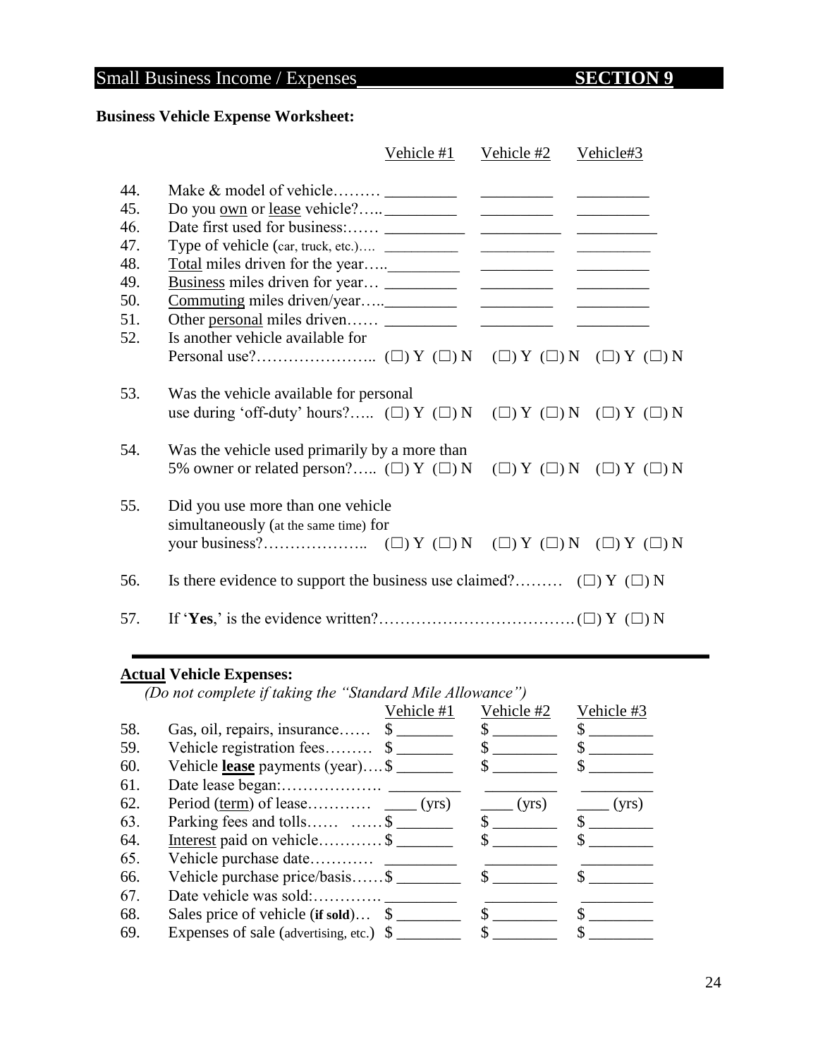## Small Business Income / Expenses **SECTION 9**

**Business Vehicle Expense Worksheet:**

| | | Vehicle #1 | Vehicle #2 | Vehicle#3 |
|---|---|---|---|---|
| 44. | Make & model of vehicle……… | _________ | _________ | _________ |
| 45. | Do you own or lease vehicle?….. | _________ | _________ | _________ |
| 46. | Date first used for business:…… | _________ | _________ | _________ |
| 47. | Type of vehicle (car, truck, etc.)…. | _________ | _________ | _________ |
| 48. | Total miles driven for the year….. | _________ | _________ | _________ |
| 49. | Business miles driven for year… | _________ | _________ | _________ |
| 50. | Commuting miles driven/year….. | _________ | _________ | _________ |
| 51. | Other personal miles driven…… | _________ | _________ | _________ |
| 52. | Is another vehicle available for Personal use?………………….. | (☐) Y (☐) N | (☐) Y (☐) N | (☐) Y (☐) N |
| 53. | Was the vehicle available for personal use during 'off-duty' hours?….. | (☐) Y (☐) N | (☐) Y (☐) N | (☐) Y (☐) N |
| 54. | Was the vehicle used primarily by a more than 5% owner or related person?….. | (☐) Y (☐) N | (☐) Y (☐) N | (☐) Y (☐) N |
| 55. | Did you use more than one vehicle simultaneously (at the same time) for your business?……………….. | (☐) Y (☐) N | (☐) Y (☐) N | (☐) Y (☐) N |

56. Is there evidence to support the business use claimed?……… (☐) Y (☐) N

57. If '**Yes**,' is the evidence written?………………………………. (☐) Y (☐) N

---

**Actual Vehicle Expenses:**

*(Do not complete if taking the "Standard Mile Allowance")*

| | | Vehicle #1 | Vehicle #2 | Vehicle #3 |
|---|---|---|---|---|
| 58. | Gas, oil, repairs, insurance…… | $ _______ | $ ________ | $ ________ |
| 59. | Vehicle registration fees……… | $ _______ | $ ________ | $ ________ |
| 60. | Vehicle **lease** payments (year)…. | $ _______ | $ ________ | $ ________ |
| 61. | Date lease began:………………. | _________ | _________ | _________ |
| 62. | Period (term) of lease………… | ____ (yrs) | ____ (yrs) | ____ (yrs) |
| 63. | Parking fees and tolls…… …… | $ _______ | $ ________ | $ ________ |
| 64. | Interest paid on vehicle………… | $ _______ | $ ________ | $ ________ |
| 65. | Vehicle purchase date………… | _________ | _________ | _________ |
| 66. | Vehicle purchase price/basis…… | $ ________ | $ ________ | $ ________ |
| 67. | Date vehicle was sold:…………. | _________ | _________ | _________ |
| 68. | Sales price of vehicle (**if sold**)… | $ ________ | $ ________ | $ ________ |
| 69. | Expenses of sale (advertising, etc.) | $ ________ | $ ________ | $ ________ |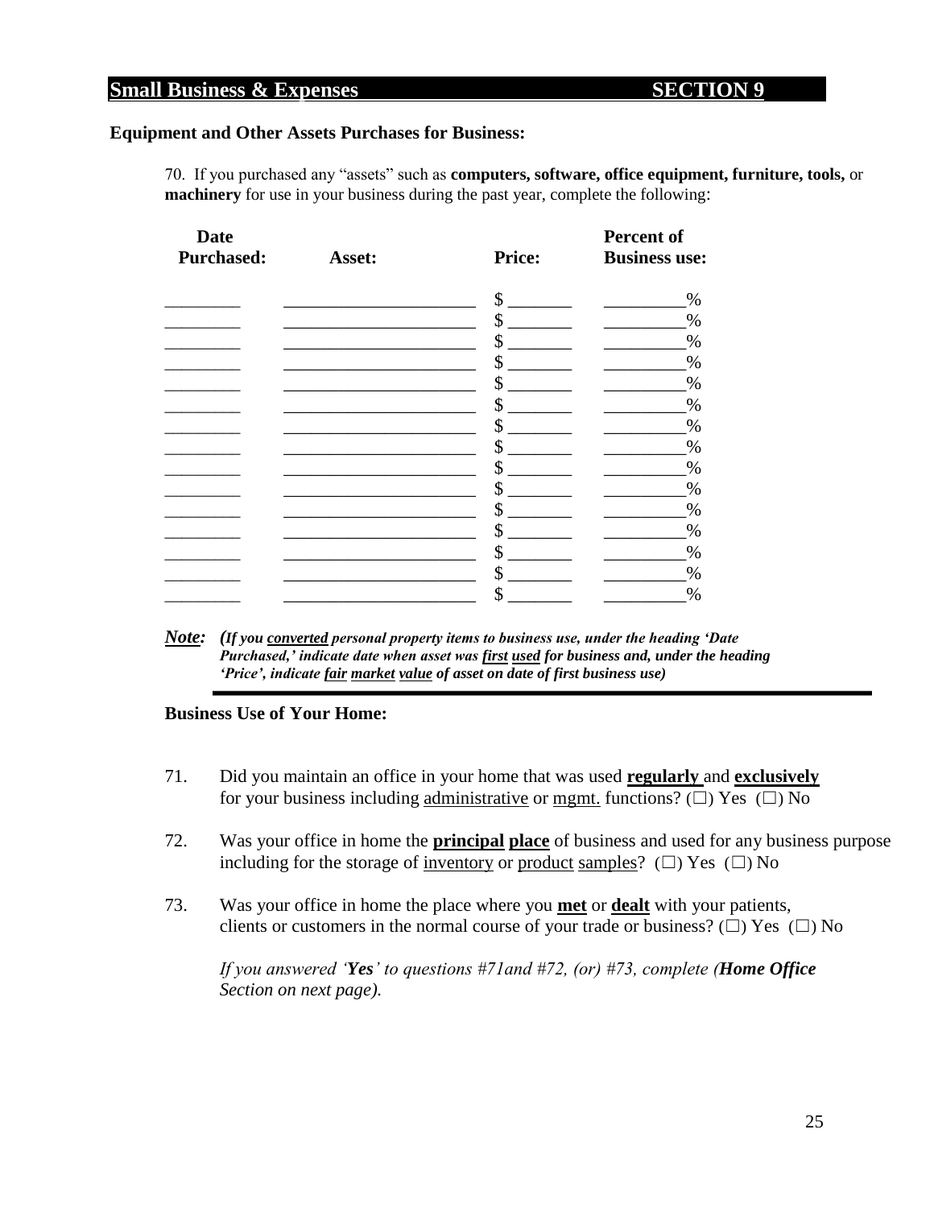## Small Business & Expenses SECTION 9

**Equipment and Other Assets Purchases for Business:**

70. If you purchased any "assets" such as **computers, software, office equipment, furniture, tools,** or **machinery** for use in your business during the past year, complete the following:

| Date Purchased: | Asset: | Price: | Percent of Business use: |
|---|---|---|---|
| ________ | ______________________ | $ _______ | _________% |
| ________ | ______________________ | $ _______ | _________% |
| ________ | ______________________ | $ _______ | _________% |
| ________ | ______________________ | $ _______ | _________% |
| ________ | ______________________ | $ _______ | _________% |
| ________ | ______________________ | $ _______ | _________% |
| ________ | ______________________ | $ _______ | _________% |
| ________ | ______________________ | $ _______ | _________% |
| ________ | ______________________ | $ _______ | _________% |
| ________ | ______________________ | $ _______ | _________% |
| ________ | ______________________ | $ _______ | _________% |
| ________ | ______________________ | $ _______ | _________% |
| ________ | ______________________ | $ _______ | _________% |
| ________ | ______________________ | $ _______ | _________% |
| ________ | ______________________ | $ _______ | _________% |

***Note:*** ***(If you converted personal property items to business use, under the heading 'Date Purchased,' indicate date when asset was first used for business and, under the heading 'Price', indicate fair market value of asset on date of first business use)***

**Business Use of Your Home:**

71. Did you maintain an office in your home that was used **regularly** and **exclusively** for your business including administrative or mgmt. functions? (☐) Yes (☐) No

72. Was your office in home the **principal place** of business and used for any business purpose including for the storage of inventory or product samples? (☐) Yes (☐) No

73. Was your office in home the place where you **met** or **dealt** with your patients, clients or customers in the normal course of your trade or business? (☐) Yes (☐) No

*If you answered '**Yes**' to questions #71and #72, (or) #73, complete (**Home Office** Section on next page).*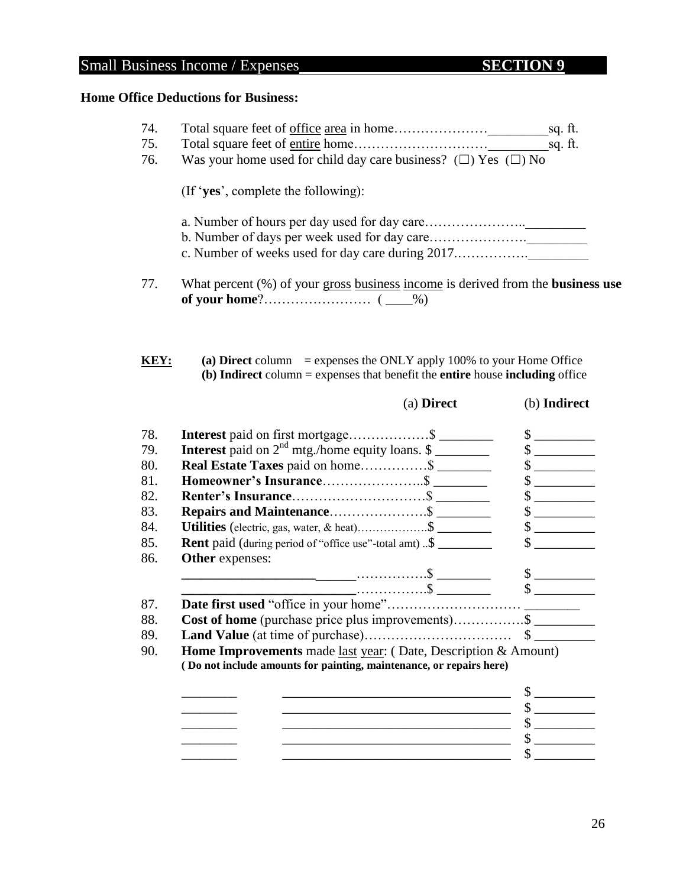## Small Business Income / Expenses SECTION 9

**Home Office Deductions for Business:**

74. Total square feet of office area in home………………… _________ sq. ft.
75. Total square feet of entire home………………………… _________ sq. ft.
76. Was your home used for child day care business? (☐) Yes (☐) No

    (If '**yes**', complete the following):

    a. Number of hours per day used for day care………………….. _________
    b. Number of days per week used for day care…………………. _________
    c. Number of weeks used for day care during 2017.……………. _________

77. What percent (%) of your gross business income is derived from the **business use of your home**?…………………… ( ____%)

**KEY:** **(a) Direct** column = expenses the ONLY apply 100% to your Home Office
**(b) Indirect** column = expenses that benefit the **entire** house **including** office

| | | (a) **Direct** | (b) **Indirect** |
|---|---|---|---|
| 78. | **Interest** paid on first mortgage……………… | $ ________ | $ _________ |
| 79. | **Interest** paid on 2nd mtg./home equity loans. | $ ________ | $ _________ |
| 80. | **Real Estate Taxes** paid on home…………… | $ ________ | $ _________ |
| 81. | **Homeowner's Insurance**………………….. | $ ________ | $ _________ |
| 82. | **Renter's Insurance**………………………… | $ ________ | $ _________ |
| 83. | **Repairs and Maintenance**…………………. | $ ________ | $ _________ |
| 84. | **Utilities** (electric, gas, water, & heat)………………. | $ ________ | $ _________ |
| 85. | **Rent** paid (during period of "office use"-total amt) .. | $ ________ | $ _________ |
| 86. | **Other** expenses: | | |
| | ____________________……………. | $ ________ | $ _________ |
| | __________________________……………. | $ ________ | $ _________ |

87. **Date first used** "office in your home"………………………… ________
88. **Cost of home** (purchase price plus improvements)…………….$ _________
89. **Land Value** (at time of purchase)…………………………… $ _________
90. **Home Improvements** made last year: ( Date, Description & Amount)
    **( Do not include amounts for painting, maintenance, or repairs here)**

| Date | Description | Amount |
|---|---|---|
| ________ | __________________________________ | $ _________ |
| ________ | __________________________________ | $ _________ |
| ________ | __________________________________ | $ _________ |
| ________ | __________________________________ | $ _________ |
| ________ | __________________________________ | $ _________ |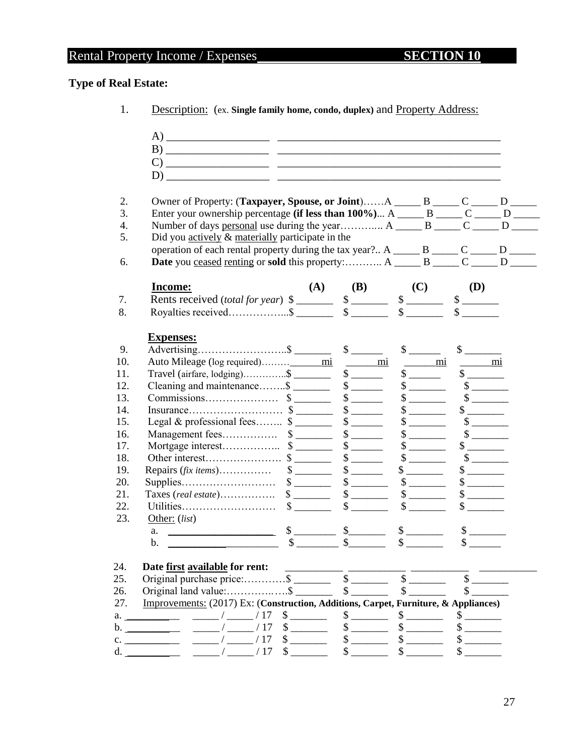## Rental Property Income / Expenses SECTION 10

**Type of Real Estate:**

1. Description: (ex. **Single family home, condo, duplex**) and Property Address:

   A) ____________________ __________________________________________
   B) ____________________ __________________________________________
   C) ____________________ __________________________________________
   D) ____________________ __________________________________________

2. Owner of Property: (**Taxpayer, Spouse, or Joint**)……A _____ B _____ C _____ D _____
3. Enter your ownership percentage **(if less than 100%)**... A _____ B _____ C _____ D _____
4. Number of days personal use during the year……….. A _____ B _____ C _____ D _____
5. Did you actively & materially participate in the operation of each rental property during the tax year?.. A _____ B _____ C _____ D _____
6. **Date** you ceased renting or **sold** this property:……….. A _____ B _____ C _____ D _____

| | **Income:** | **(A)** | **(B)** | **(C)** | **(D)** |
|---|---|---|---|---|---|
| 7. | Rents received (*total for year*) | $ _______ | $ _______ | $ _______ | $ _______ |
| 8. | Royalties received……………... | $ _______ | $ _______ | $ _______ | $ _______ |

| | **Expenses:** | | | | |
|---|---|---|---|---|---|
| 9. | Advertising…………………….. | $ _______ | $ ______ | $ ______ | $ _______ |
| 10. | Auto Mileage (log required)……… | ______mi | ______mi | ______mi | ______mi |
| 11. | Travel (airfare, lodging)…………. | $ _______ | $ ______ | $ ______ | $ _______ |
| 12. | Cleaning and maintenance…….. | $ _______ | $ ______ | $ _______ | $ _______ |
| 13. | Commissions………………… | $ _______ | $ ______ | $ _______ | $ _______ |
| 14. | Insurance……………………… | $ _______ | $ ______ | $ _______ | $ _______ |
| 15. | Legal & professional fees…….. | $ _______ | $ ______ | $ _______ | $ _______ |
| 16. | Management fees……………. | $ _______ | $ ______ | $ _______ | $ _______ |
| 17. | Mortgage interest…………….. | $ _______ | $ ______ | $ _______ | $ _______ |
| 18. | Other interest…………………. | $ _______ | $ ______ | $ _______ | $ _______ |
| 19. | Repairs (*fix items*)…………… | $ _______ | $ ______ | $ _______ | $ _______ |
| 20. | Supplies……………………… | $ _______ | $ _______ | $ _______ | $ _______ |
| 21. | Taxes (*real estate*)……………. | $ _______ | $ _______ | $ _______ | $ _______ |
| 22. | Utilities……………………… | $ _______ | $ _______ | $ _______ | $ _______ |
| 23. | Other: (*list*) | | | | |
| | a. ____________________ | $ ________ | $_______ | $ _______ | $ _______ |
| | b. ____________________ | $ ________ | $_______ | $ _______ | $ ______ |

| | | (A) | (B) | (C) | (D) |
|---|---|---|---|---|---|
| 24. | **Date first available for rent:** | ___________ | ___________ | ___________ | ___________ |
| 25. | Original purchase price:………… | $ _______ | $ _______ | $ _______ | $ _______ |
| 26. | Original land value:…………….… | $ _______ | $ _______ | $ _______ | $ _______ |

27. Improvements: (2017) Ex: (**Construction, Additions, Carpet, Furniture, & Appliances**)

| | Date | (A) | (B) | (C) | (D) |
|---|---|---|---|---|---|
| a. __________ | _____ / _____ / 17 | $ _______ | $ _______ | $ _______ | $ _______ |
| b. __________ | _____ / _____ / 17 | $ _______ | $ _______ | $ _______ | $ _______ |
| c. __________ | _____ / _____ / 17 | $ _______ | $ _______ | $ _______ | $ _______ |
| d. __________ | _____ / _____ / 17 | $ _______ | $ _______ | $ _______ | $ _______ |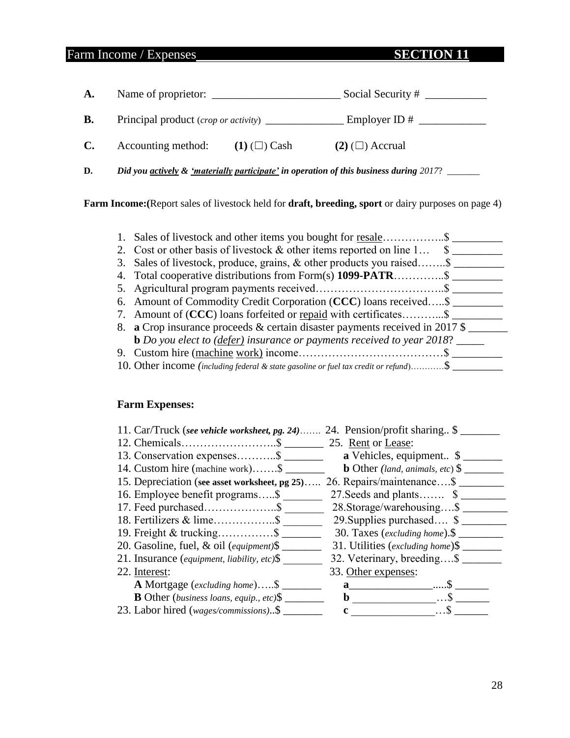## Farm Income / Expenses SECTION 11

**A.** Name of proprietor: ______________________ Social Security # ___________

**B.** Principal product (*crop or activity*) ______________ Employer ID # ____________

**C.** Accounting method: **(1)** (☐) Cash **(2)** (☐) Accrual

**D.** ***Did you actively & 'materially participate' in operation of this business during** 2017*? _______

**Farm Income:(**Report sales of livestock held for **draft, breeding, sport** or dairy purposes on page 4)

1. Sales of livestock and other items you bought for resale……………..$ _________
2. Cost or other basis of livestock & other items reported on line 1… $ _________
3. Sales of livestock, produce, grains, & other products you raised……..$ _________
4. Total cooperative distributions from Form(s) **1099-PATR**…………..$ _________
5. Agricultural program payments received……………………………..$ _________
6. Amount of Commodity Credit Corporation (**CCC**) loans received…..$ _________
7. Amount of (**CCC**) loans forfeited or repaid with certificates………..$ _________
8. **a** Crop insurance proceeds & certain disaster payments received in 2017 $ _______
   **b** *Do you elect to (defer) insurance or payments received to year 2018*? _____
9. Custom hire (machine work) income…………………………………$ _________
10. Other income (*including federal & state gasoline or fuel tax credit or refund*)………..$ _________

**Farm Expenses:**

11. Car/Truck (***see vehicle worksheet, pg. 24***)…….
12. Chemicals……………………..$ _______
13. Conservation expenses………..$ _______
14. Custom hire (machine work)…….$ _______
15. Depreciation (**see asset worksheet, pg 25**)…..
16. Employee benefit programs…..$ _______
17. Feed purchased………………..$ _______
18. Fertilizers & lime……………..$ _______
19. Freight & trucking……………$ _______
20. Gasoline, fuel, & oil (*equipment*)$ _______
21. Insurance (*equipment, liability, etc*)$ _______
22. Interest:
    **A** Mortgage (*excluding home*)…..$ _______
    **B** Other (*business loans, equip., etc*)$ _______
23. Labor hired (*wages/commissions*)..$ _______
24. Pension/profit sharing.. $ _______
25. Rent or Lease:
    **a** Vehicles, equipment.. $ _______
    **b** Other (*land, animals, etc*) $ _______
26. Repairs/maintenance….$ ________
27. Seeds and plants……. $ ________
28. Storage/warehousing….$ ________
29. Supplies purchased…. $ ________
30. Taxes (*excluding home*).$ ________
31. Utilities (*excluding home*)$ _______
32. Veterinary, breeding….$ _______
33. Other expenses:
    **a**_______________.....$ ______
    **b** _______________…$ ______
    **c** _______________…$ ______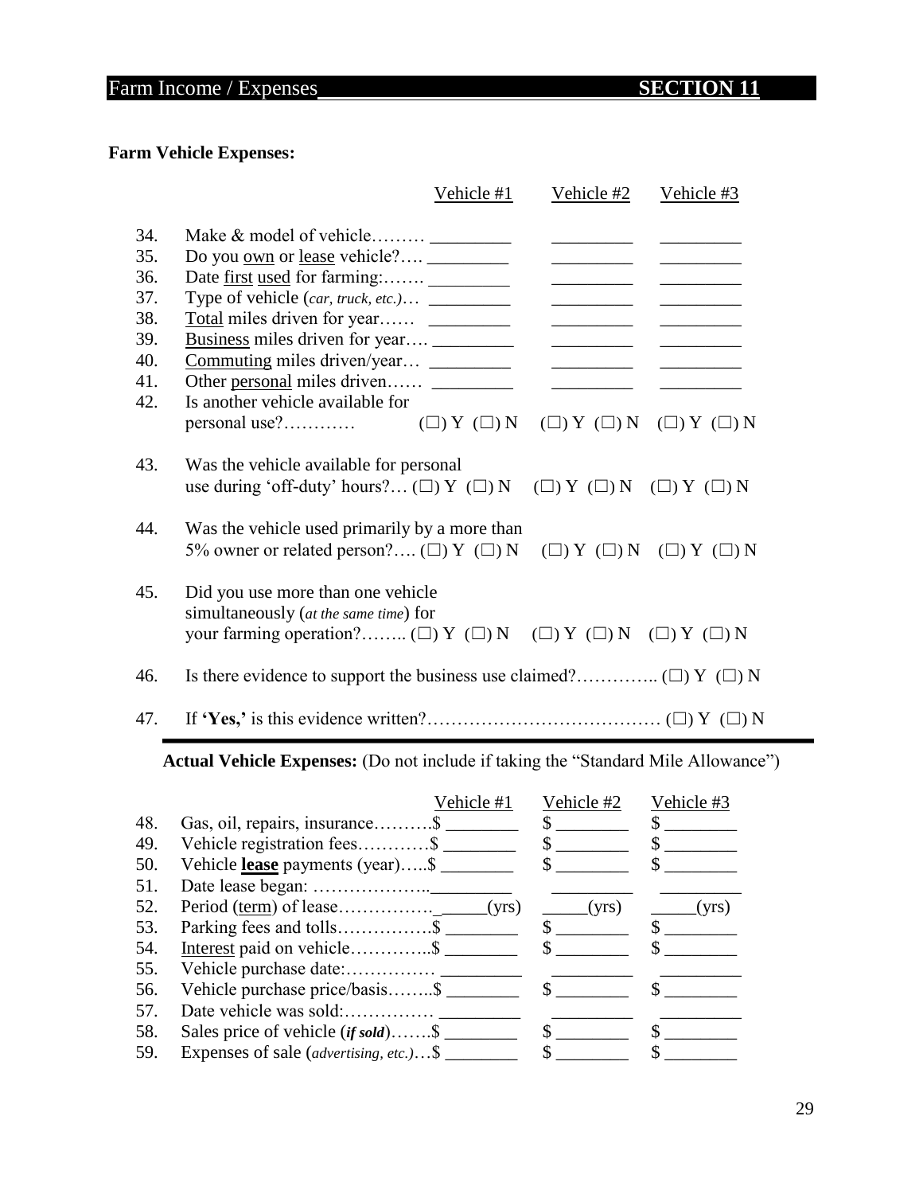## Farm Income / Expenses SECTION 11

**Farm Vehicle Expenses:**

| | | Vehicle #1 | Vehicle #2 | Vehicle #3 |
|---|---|---|---|---|
| 34. | Make & model of vehicle……… | _________ | _________ | _________ |
| 35. | Do you own or lease vehicle?…. | _________ | _________ | _________ |
| 36. | Date first used for farming:……. | _________ | _________ | _________ |
| 37. | Type of vehicle (*car, truck, etc.*)… | _________ | _________ | _________ |
| 38. | Total miles driven for year…… | _________ | _________ | _________ |
| 39. | Business miles driven for year…. | _________ | _________ | _________ |
| 40. | Commuting miles driven/year… | _________ | _________ | _________ |
| 41. | Other personal miles driven…… | _________ | _________ | _________ |
| 42. | Is another vehicle available for personal use?………… | (☐) Y (☐) N | (☐) Y (☐) N | (☐) Y (☐) N |
| 43. | Was the vehicle available for personal use during 'off-duty' hours?… | (☐) Y (☐) N | (☐) Y (☐) N | (☐) Y (☐) N |
| 44. | Was the vehicle used primarily by a more than 5% owner or related person?…. | (☐) Y (☐) N | (☐) Y (☐) N | (☐) Y (☐) N |
| 45. | Did you use more than one vehicle simultaneously (*at the same time*) for your farming operation?…….. | (☐) Y (☐) N | (☐) Y (☐) N | (☐) Y (☐) N |

46. Is there evidence to support the business use claimed?………….. (☐) Y (☐) N

47. If **'Yes,'** is this evidence written?………………………………… (☐) Y (☐) N

**Actual Vehicle Expenses:** (Do not include if taking the "Standard Mile Allowance")

| | | Vehicle #1 | Vehicle #2 | Vehicle #3 |
|---|---|---|---|---|
| 48. | Gas, oil, repairs, insurance………. | $ ________ | $ ________ | $ ________ |
| 49. | Vehicle registration fees………… | $ ________ | $ ________ | $ ________ |
| 50. | Vehicle **lease** payments (year)….. | $ ________ | $ ________ | $ ________ |
| 51. | Date lease began: ……………….. | _________ | _________ | _________ |
| 52. | Period (term) of lease……………. | _____(yrs) | _____(yrs) | _____(yrs) |
| 53. | Parking fees and tolls……………. | $ ________ | $ ________ | $ ________ |
| 54. | Interest paid on vehicle………….. | $ ________ | $ ________ | $ ________ |
| 55. | Vehicle purchase date:…………… | _________ | _________ | _________ |
| 56. | Vehicle purchase price/basis…….. | $ ________ | $ ________ | $ ________ |
| 57. | Date vehicle was sold:…………… | _________ | _________ | _________ |
| 58. | Sales price of vehicle (***if sold***)……. | $ ________ | $ ________ | $ ________ |
| 59. | Expenses of sale (*advertising, etc.*)… | $ ________ | $ ________ | $ ________ |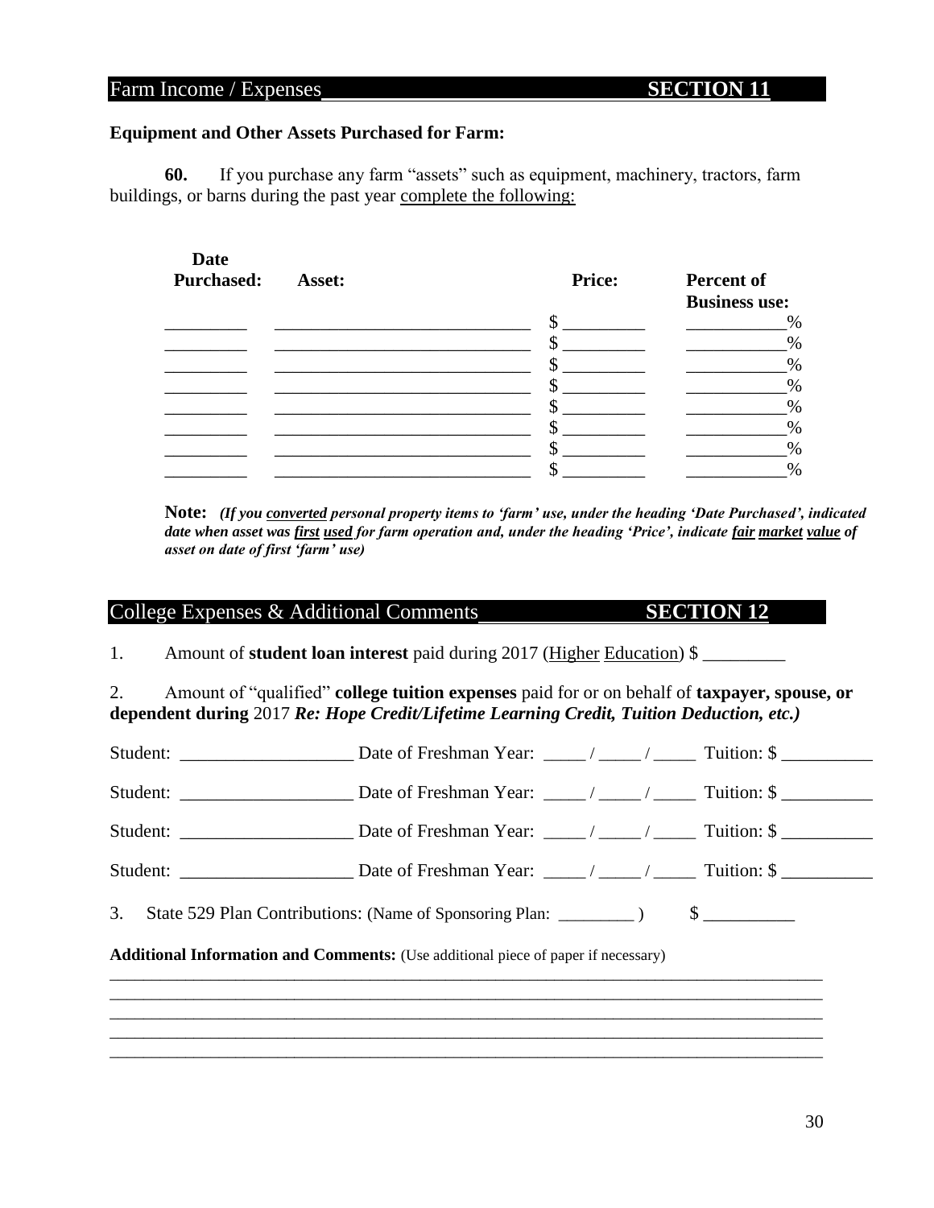## Farm Income / Expenses SECTION 11

**Equipment and Other Assets Purchased for Farm:**

**60.** If you purchase any farm "assets" such as equipment, machinery, tractors, farm buildings, or barns during the past year complete the following:

| Date Purchased: | Asset: | Price: | Percent of Business use: |
|---|---|---|---|
| _________ | _____________________________ | $ _________ | ___________% |
| _________ | _____________________________ | $ _________ | ___________% |
| _________ | _____________________________ | $ _________ | ___________% |
| _________ | _____________________________ | $ _________ | ___________% |
| _________ | _____________________________ | $ _________ | ___________% |
| _________ | _____________________________ | $ _________ | ___________% |
| _________ | _____________________________ | $ _________ | ___________% |
| _________ | _____________________________ | $ _________ | ___________% |

**Note:** ***(If you converted personal property items to 'farm' use, under the heading 'Date Purchased', indicated date when asset was first used for farm operation and, under the heading 'Price', indicate fair market value of asset on date of first 'farm' use)***

## College Expenses & Additional Comments SECTION 12

1. Amount of **student loan interest** paid during 2017 (Higher Education) $ _________

2. Amount of "qualified" **college tuition expenses** paid for or on behalf of **taxpayer, spouse, or dependent during** 2017 ***Re: Hope Credit/Lifetime Learning Credit, Tuition Deduction, etc.)***

Student: __________________ Date of Freshman Year: _____ / _____ / _____ Tuition: $ __________

Student: __________________ Date of Freshman Year: _____ / _____ / _____ Tuition: $ __________

Student: __________________ Date of Freshman Year: _____ / _____ / _____ Tuition: $ __________

Student: __________________ Date of Freshman Year: _____ / _____ / _____ Tuition: $ __________

3. State 529 Plan Contributions: (Name of Sponsoring Plan: _________ ) $ __________

**Additional Information and Comments:** (Use additional piece of paper if necessary)

_____________________________________________________________________________________

_____________________________________________________________________________________

_____________________________________________________________________________________

_____________________________________________________________________________________

_____________________________________________________________________________________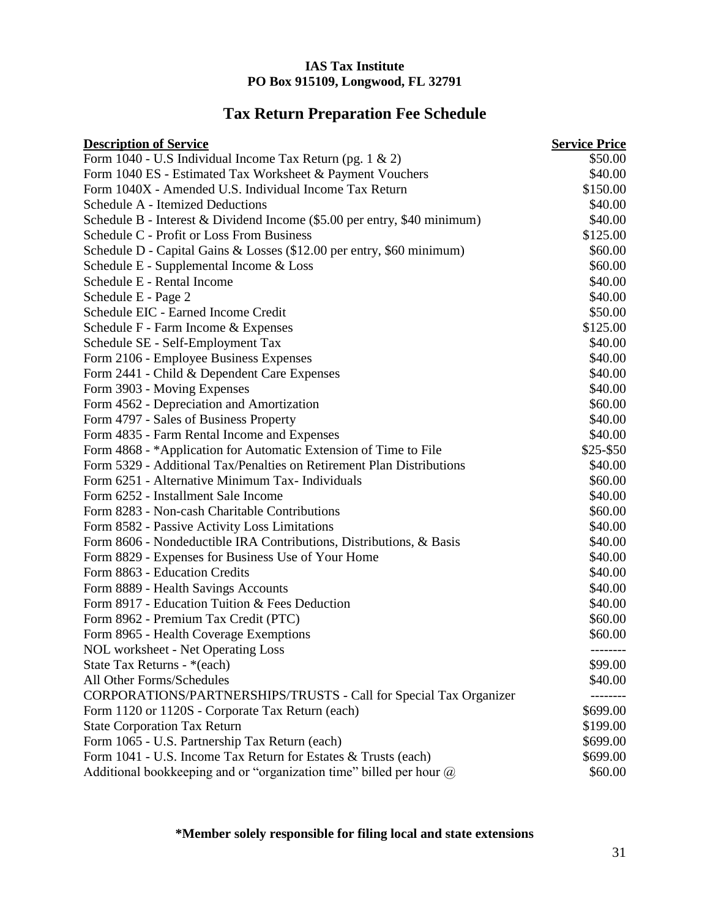**IAS Tax Institute**
**PO Box 915109, Longwood, FL 32791**

# Tax Return Preparation Fee Schedule

| Description of Service | Service Price |
|---|---|
| Form 1040 - U.S Individual Income Tax Return (pg. 1 & 2) | $50.00 |
| Form 1040 ES - Estimated Tax Worksheet & Payment Vouchers | $40.00 |
| Form 1040X - Amended U.S. Individual Income Tax Return | $150.00 |
| Schedule A - Itemized Deductions | $40.00 |
| Schedule B - Interest & Dividend Income ($5.00 per entry, $40 minimum) | $40.00 |
| Schedule C - Profit or Loss From Business | $125.00 |
| Schedule D - Capital Gains & Losses ($12.00 per entry, $60 minimum) | $60.00 |
| Schedule E - Supplemental Income & Loss | $60.00 |
| Schedule E - Rental Income | $40.00 |
| Schedule E - Page 2 | $40.00 |
| Schedule EIC - Earned Income Credit | $50.00 |
| Schedule F - Farm Income & Expenses | $125.00 |
| Schedule SE - Self-Employment Tax | $40.00 |
| Form 2106 - Employee Business Expenses | $40.00 |
| Form 2441 - Child & Dependent Care Expenses | $40.00 |
| Form 3903 - Moving Expenses | $40.00 |
| Form 4562 - Depreciation and Amortization | $60.00 |
| Form 4797 - Sales of Business Property | $40.00 |
| Form 4835 - Farm Rental Income and Expenses | $40.00 |
| Form 4868 - *Application for Automatic Extension of Time to File | $25-$50 |
| Form 5329 - Additional Tax/Penalties on Retirement Plan Distributions | $40.00 |
| Form 6251 - Alternative Minimum Tax- Individuals | $60.00 |
| Form 6252 - Installment Sale Income | $40.00 |
| Form 8283 - Non-cash Charitable Contributions | $60.00 |
| Form 8582 - Passive Activity Loss Limitations | $40.00 |
| Form 8606 - Nondeductible IRA Contributions, Distributions, & Basis | $40.00 |
| Form 8829 - Expenses for Business Use of Your Home | $40.00 |
| Form 8863 - Education Credits | $40.00 |
| Form 8889 - Health Savings Accounts | $40.00 |
| Form 8917 - Education Tuition & Fees Deduction | $40.00 |
| Form 8962 - Premium Tax Credit (PTC) | $60.00 |
| Form 8965 - Health Coverage Exemptions | $60.00 |
| NOL worksheet - Net Operating Loss | -------- |
| State Tax Returns - *(each) | $99.00 |
| All Other Forms/Schedules | $40.00 |
| CORPORATIONS/PARTNERSHIPS/TRUSTS - Call for Special Tax Organizer | -------- |
| Form 1120 or 1120S - Corporate Tax Return (each) | $699.00 |
| State Corporation Tax Return | $199.00 |
| Form 1065 - U.S. Partnership Tax Return (each) | $699.00 |
| Form 1041 - U.S. Income Tax Return for Estates & Trusts (each) | $699.00 |
| Additional bookkeeping and or "organization time" billed per hour @ | $60.00 |

**\*Member solely responsible for filing local and state extensions**